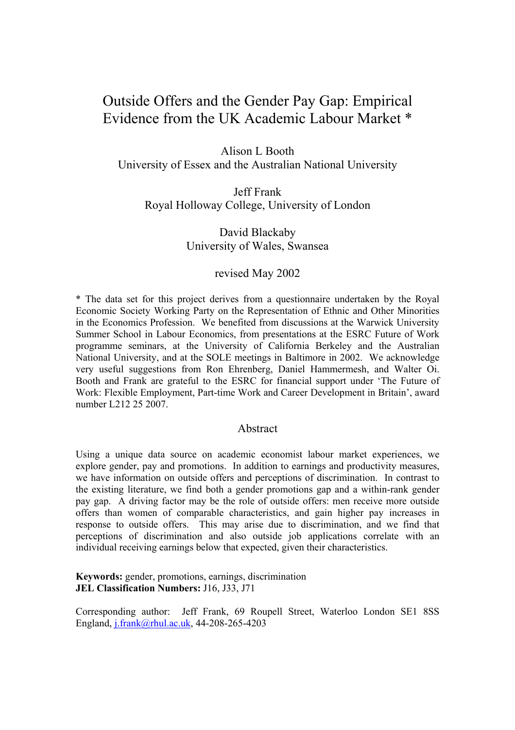# Outside Offers and the Gender Pay Gap: Empirical Evidence from the UK Academic Labour Market *

Alison L Booth
University of Essex and the Australian National University

Jeff Frank
Royal Holloway College, University of London

David Blackaby
University of Wales, Swansea

revised May 2002

* The data set for this project derives from a questionnaire undertaken by the Royal Economic Society Working Party on the Representation of Ethnic and Other Minorities in the Economics Profession. We benefited from discussions at the Warwick University Summer School in Labour Economics, from presentations at the ESRC Future of Work programme seminars, at the University of California Berkeley and the Australian National University, and at the SOLE meetings in Baltimore in 2002. We acknowledge very useful suggestions from Ron Ehrenberg, Daniel Hammermesh, and Walter Oi. Booth and Frank are grateful to the ESRC for financial support under 'The Future of Work: Flexible Employment, Part-time Work and Career Development in Britain', award number L212 25 2007.

## Abstract

Using a unique data source on academic economist labour market experiences, we explore gender, pay and promotions. In addition to earnings and productivity measures, we have information on outside offers and perceptions of discrimination. In contrast to the existing literature, we find both a gender promotions gap and a within-rank gender pay gap. A driving factor may be the role of outside offers: men receive more outside offers than women of comparable characteristics, and gain higher pay increases in response to outside offers. This may arise due to discrimination, and we find that perceptions of discrimination and also outside job applications correlate with an individual receiving earnings below that expected, given their characteristics.

**Keywords:** gender, promotions, earnings, discrimination
**JEL Classification Numbers:** J16, J33, J71

Corresponding author: Jeff Frank, 69 Roupell Street, Waterloo London SE1 8SS England, j.frank@rhul.ac.uk, 44-208-265-4203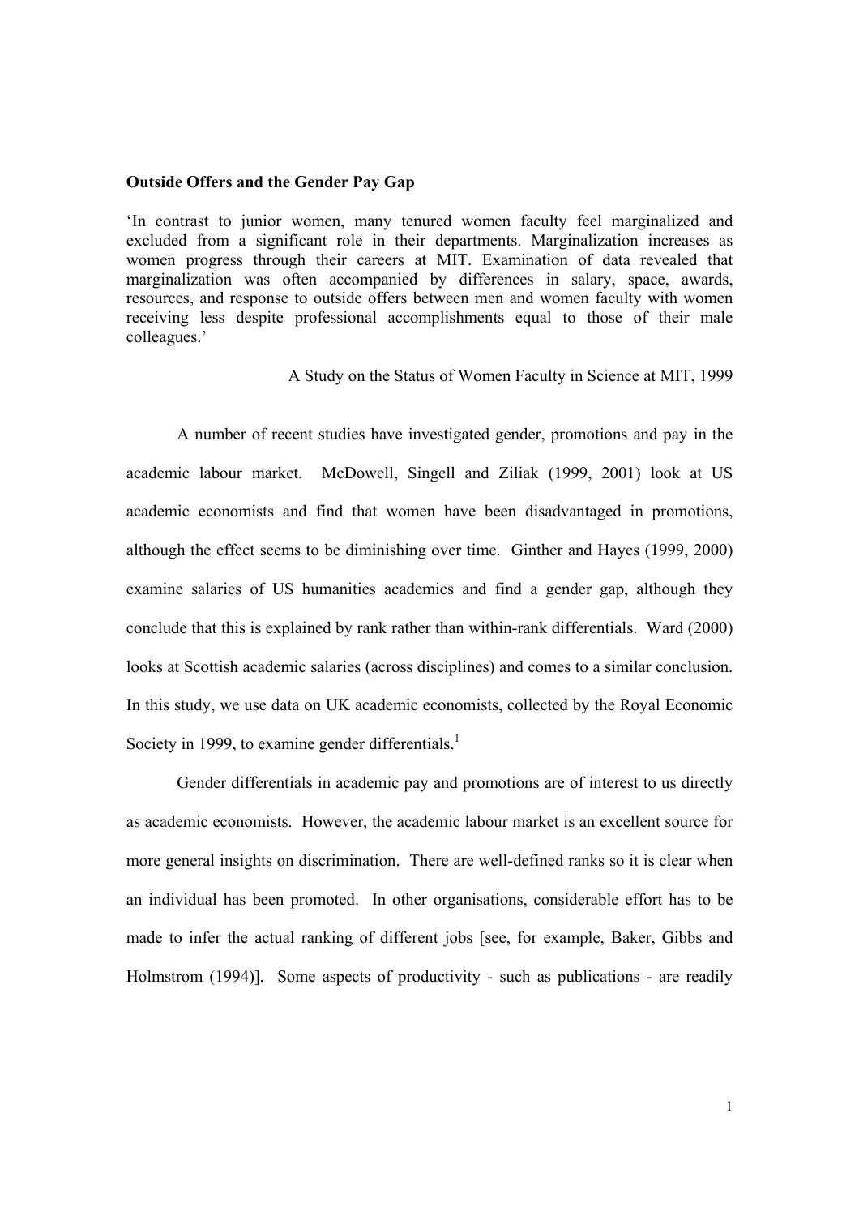**Outside Offers and the Gender Pay Gap**

> 'In contrast to junior women, many tenured women faculty feel marginalized and excluded from a significant role in their departments. Marginalization increases as women progress through their careers at MIT. Examination of data revealed that marginalization was often accompanied by differences in salary, space, awards, resources, and response to outside offers between men and women faculty with women receiving less despite professional accomplishments equal to those of their male colleagues.'
>
> A Study on the Status of Women Faculty in Science at MIT, 1999

A number of recent studies have investigated gender, promotions and pay in the academic labour market. McDowell, Singell and Ziliak (1999, 2001) look at US academic economists and find that women have been disadvantaged in promotions, although the effect seems to be diminishing over time. Ginther and Hayes (1999, 2000) examine salaries of US humanities academics and find a gender gap, although they conclude that this is explained by rank rather than within-rank differentials. Ward (2000) looks at Scottish academic salaries (across disciplines) and comes to a similar conclusion. In this study, we use data on UK academic economists, collected by the Royal Economic Society in 1999, to examine gender differentials.[1]

Gender differentials in academic pay and promotions are of interest to us directly as academic economists. However, the academic labour market is an excellent source for more general insights on discrimination. There are well-defined ranks so it is clear when an individual has been promoted. In other organisations, considerable effort has to be made to infer the actual ranking of different jobs [see, for example, Baker, Gibbs and Holmstrom (1994)]. Some aspects of productivity - such as publications - are readily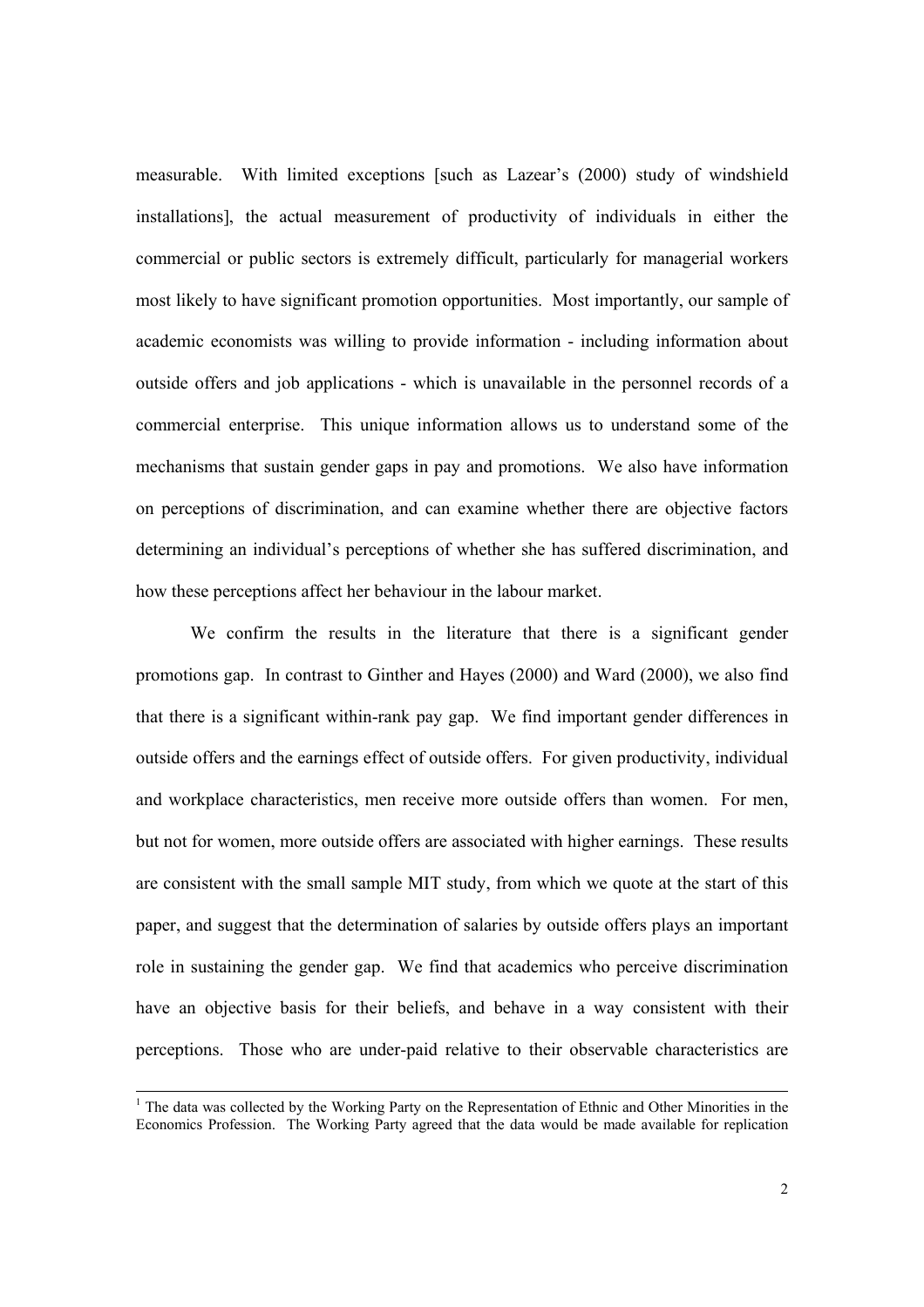measurable. With limited exceptions [such as Lazear's (2000) study of windshield installations], the actual measurement of productivity of individuals in either the commercial or public sectors is extremely difficult, particularly for managerial workers most likely to have significant promotion opportunities. Most importantly, our sample of academic economists was willing to provide information - including information about outside offers and job applications - which is unavailable in the personnel records of a commercial enterprise. This unique information allows us to understand some of the mechanisms that sustain gender gaps in pay and promotions. We also have information on perceptions of discrimination, and can examine whether there are objective factors determining an individual's perceptions of whether she has suffered discrimination, and how these perceptions affect her behaviour in the labour market.

We confirm the results in the literature that there is a significant gender promotions gap. In contrast to Ginther and Hayes (2000) and Ward (2000), we also find that there is a significant within-rank pay gap. We find important gender differences in outside offers and the earnings effect of outside offers. For given productivity, individual and workplace characteristics, men receive more outside offers than women. For men, but not for women, more outside offers are associated with higher earnings. These results are consistent with the small sample MIT study, from which we quote at the start of this paper, and suggest that the determination of salaries by outside offers plays an important role in sustaining the gender gap. We find that academics who perceive discrimination have an objective basis for their beliefs, and behave in a way consistent with their perceptions. Those who are under-paid relative to their observable characteristics are

[1] The data was collected by the Working Party on the Representation of Ethnic and Other Minorities in the Economics Profession. The Working Party agreed that the data would be made available for replication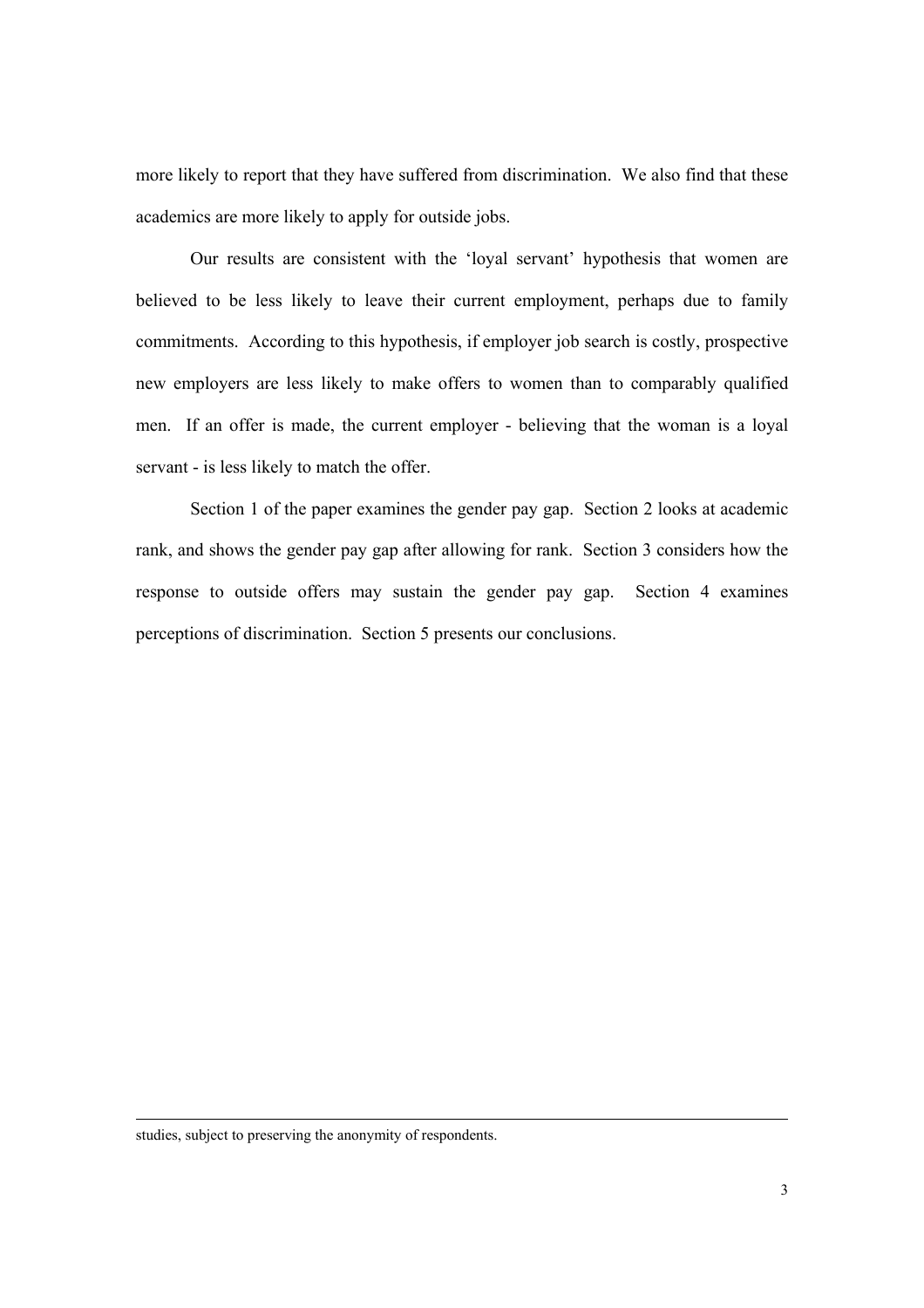more likely to report that they have suffered from discrimination. We also find that these academics are more likely to apply for outside jobs.

Our results are consistent with the 'loyal servant' hypothesis that women are believed to be less likely to leave their current employment, perhaps due to family commitments. According to this hypothesis, if employer job search is costly, prospective new employers are less likely to make offers to women than to comparably qualified men. If an offer is made, the current employer - believing that the woman is a loyal servant - is less likely to match the offer.

Section 1 of the paper examines the gender pay gap. Section 2 looks at academic rank, and shows the gender pay gap after allowing for rank. Section 3 considers how the response to outside offers may sustain the gender pay gap. Section 4 examines perceptions of discrimination. Section 5 presents our conclusions.

---

studies, subject to preserving the anonymity of respondents.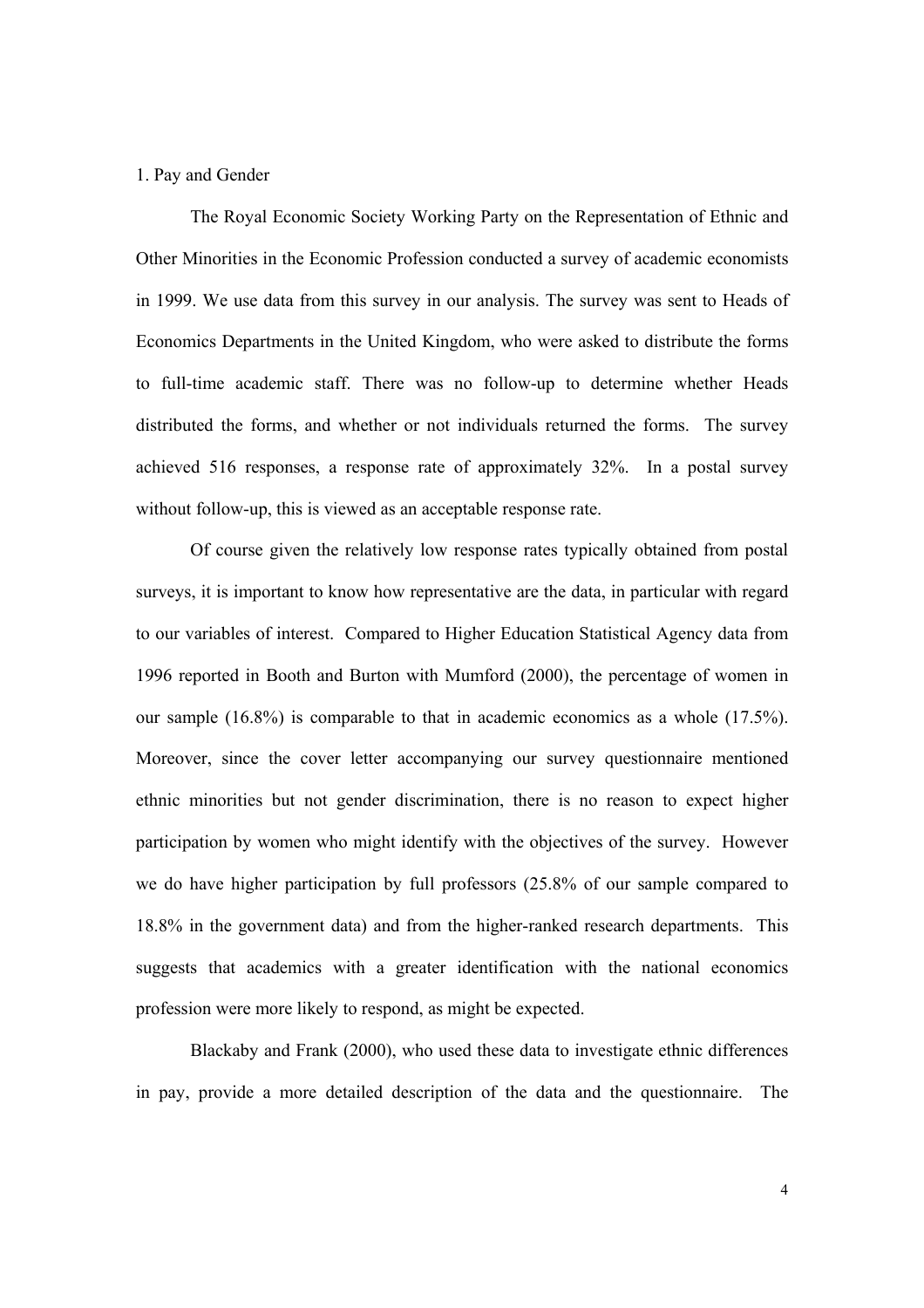## 1. Pay and Gender

The Royal Economic Society Working Party on the Representation of Ethnic and Other Minorities in the Economic Profession conducted a survey of academic economists in 1999. We use data from this survey in our analysis. The survey was sent to Heads of Economics Departments in the United Kingdom, who were asked to distribute the forms to full-time academic staff. There was no follow-up to determine whether Heads distributed the forms, and whether or not individuals returned the forms. The survey achieved 516 responses, a response rate of approximately 32%. In a postal survey without follow-up, this is viewed as an acceptable response rate.

Of course given the relatively low response rates typically obtained from postal surveys, it is important to know how representative are the data, in particular with regard to our variables of interest. Compared to Higher Education Statistical Agency data from 1996 reported in Booth and Burton with Mumford (2000), the percentage of women in our sample (16.8%) is comparable to that in academic economics as a whole (17.5%). Moreover, since the cover letter accompanying our survey questionnaire mentioned ethnic minorities but not gender discrimination, there is no reason to expect higher participation by women who might identify with the objectives of the survey. However we do have higher participation by full professors (25.8% of our sample compared to 18.8% in the government data) and from the higher-ranked research departments. This suggests that academics with a greater identification with the national economics profession were more likely to respond, as might be expected.

Blackaby and Frank (2000), who used these data to investigate ethnic differences in pay, provide a more detailed description of the data and the questionnaire. The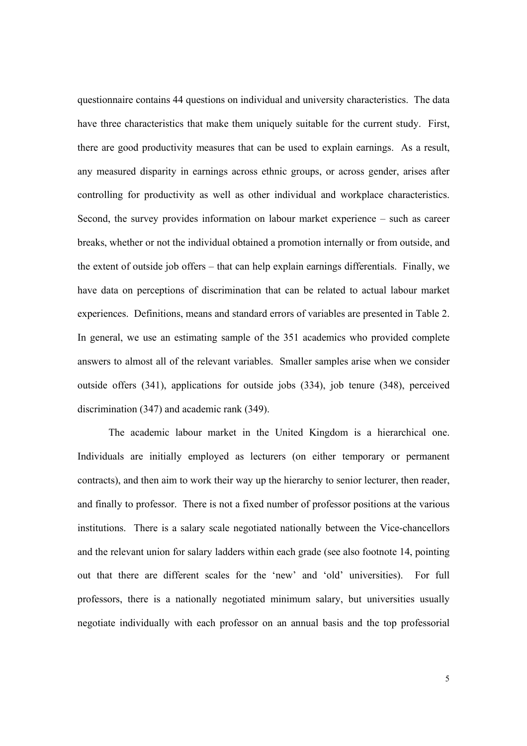questionnaire contains 44 questions on individual and university characteristics. The data have three characteristics that make them uniquely suitable for the current study. First, there are good productivity measures that can be used to explain earnings. As a result, any measured disparity in earnings across ethnic groups, or across gender, arises after controlling for productivity as well as other individual and workplace characteristics. Second, the survey provides information on labour market experience – such as career breaks, whether or not the individual obtained a promotion internally or from outside, and the extent of outside job offers – that can help explain earnings differentials. Finally, we have data on perceptions of discrimination that can be related to actual labour market experiences. Definitions, means and standard errors of variables are presented in Table 2. In general, we use an estimating sample of the 351 academics who provided complete answers to almost all of the relevant variables. Smaller samples arise when we consider outside offers (341), applications for outside jobs (334), job tenure (348), perceived discrimination (347) and academic rank (349).

The academic labour market in the United Kingdom is a hierarchical one. Individuals are initially employed as lecturers (on either temporary or permanent contracts), and then aim to work their way up the hierarchy to senior lecturer, then reader, and finally to professor. There is not a fixed number of professor positions at the various institutions. There is a salary scale negotiated nationally between the Vice-chancellors and the relevant union for salary ladders within each grade (see also footnote 14, pointing out that there are different scales for the 'new' and 'old' universities). For full professors, there is a nationally negotiated minimum salary, but universities usually negotiate individually with each professor on an annual basis and the top professorial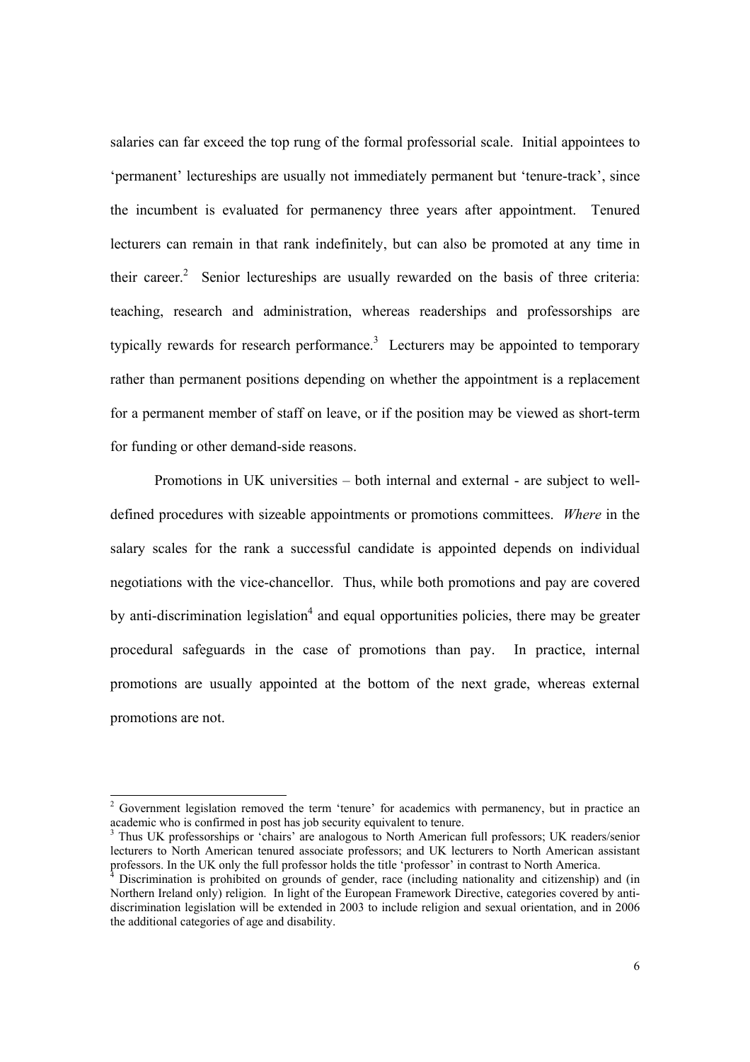salaries can far exceed the top rung of the formal professorial scale. Initial appointees to 'permanent' lectureships are usually not immediately permanent but 'tenure-track', since the incumbent is evaluated for permanency three years after appointment. Tenured lecturers can remain in that rank indefinitely, but can also be promoted at any time in their career.[2] Senior lectureships are usually rewarded on the basis of three criteria: teaching, research and administration, whereas readerships and professorships are typically rewards for research performance.[3] Lecturers may be appointed to temporary rather than permanent positions depending on whether the appointment is a replacement for a permanent member of staff on leave, or if the position may be viewed as short-term for funding or other demand-side reasons.

Promotions in UK universities – both internal and external - are subject to well-defined procedures with sizeable appointments or promotions committees. *Where* in the salary scales for the rank a successful candidate is appointed depends on individual negotiations with the vice-chancellor. Thus, while both promotions and pay are covered by anti-discrimination legislation[4] and equal opportunities policies, there may be greater procedural safeguards in the case of promotions than pay. In practice, internal promotions are usually appointed at the bottom of the next grade, whereas external promotions are not.

---

[2] Government legislation removed the term 'tenure' for academics with permanency, but in practice an academic who is confirmed in post has job security equivalent to tenure.

[3] Thus UK professorships or 'chairs' are analogous to North American full professors; UK readers/senior lecturers to North American tenured associate professors; and UK lecturers to North American assistant professors. In the UK only the full professor holds the title 'professor' in contrast to North America.

[4] Discrimination is prohibited on grounds of gender, race (including nationality and citizenship) and (in Northern Ireland only) religion. In light of the European Framework Directive, categories covered by anti-discrimination legislation will be extended in 2003 to include religion and sexual orientation, and in 2006 the additional categories of age and disability.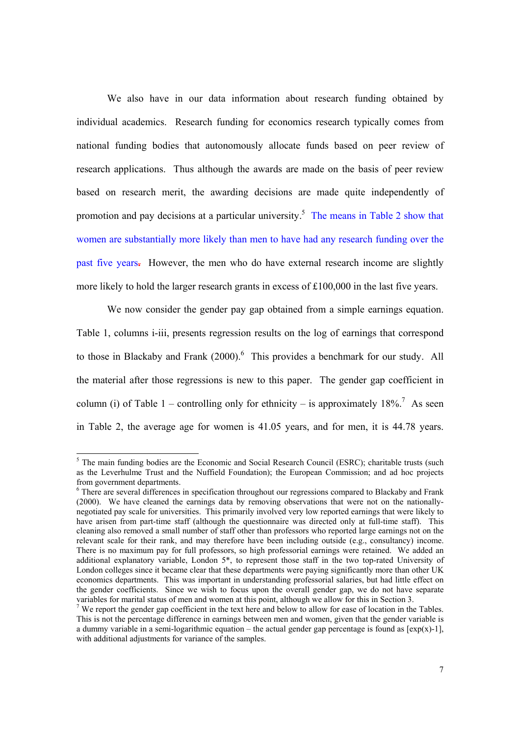We also have in our data information about research funding obtained by individual academics. Research funding for economics research typically comes from national funding bodies that autonomously allocate funds based on peer review of research applications. Thus although the awards are made on the basis of peer review based on research merit, the awarding decisions are made quite independently of promotion and pay decisions at a particular university.[5] The means in Table 2 show that women are substantially more likely than men to have had any research funding over the past five years. However, the men who do have external research income are slightly more likely to hold the larger research grants in excess of £100,000 in the last five years.

We now consider the gender pay gap obtained from a simple earnings equation. Table 1, columns i-iii, presents regression results on the log of earnings that correspond to those in Blackaby and Frank (2000).[6] This provides a benchmark for our study. All the material after those regressions is new to this paper. The gender gap coefficient in column (i) of Table 1 – controlling only for ethnicity – is approximately 18%.[7] As seen in Table 2, the average age for women is 41.05 years, and for men, it is 44.78 years.

---

[5] The main funding bodies are the Economic and Social Research Council (ESRC); charitable trusts (such as the Leverhulme Trust and the Nuffield Foundation); the European Commission; and ad hoc projects from government departments.

[6] There are several differences in specification throughout our regressions compared to Blackaby and Frank (2000). We have cleaned the earnings data by removing observations that were not on the nationally-negotiated pay scale for universities. This primarily involved very low reported earnings that were likely to have arisen from part-time staff (although the questionnaire was directed only at full-time staff). This cleaning also removed a small number of staff other than professors who reported large earnings not on the relevant scale for their rank, and may therefore have been including outside (e.g., consultancy) income. There is no maximum pay for full professors, so high professorial earnings were retained. We added an additional explanatory variable, London 5*, to represent those staff in the two top-rated University of London colleges since it became clear that these departments were paying significantly more than other UK economics departments. This was important in understanding professorial salaries, but had little effect on the gender coefficients. Since we wish to focus upon the overall gender gap, we do not have separate variables for marital status of men and women at this point, although we allow for this in Section 3.

[7] We report the gender gap coefficient in the text here and below to allow for ease of location in the Tables. This is not the percentage difference in earnings between men and women, given that the gender variable is a dummy variable in a semi-logarithmic equation – the actual gender gap percentage is found as $[\exp(x)-1]$, with additional adjustments for variance of the samples.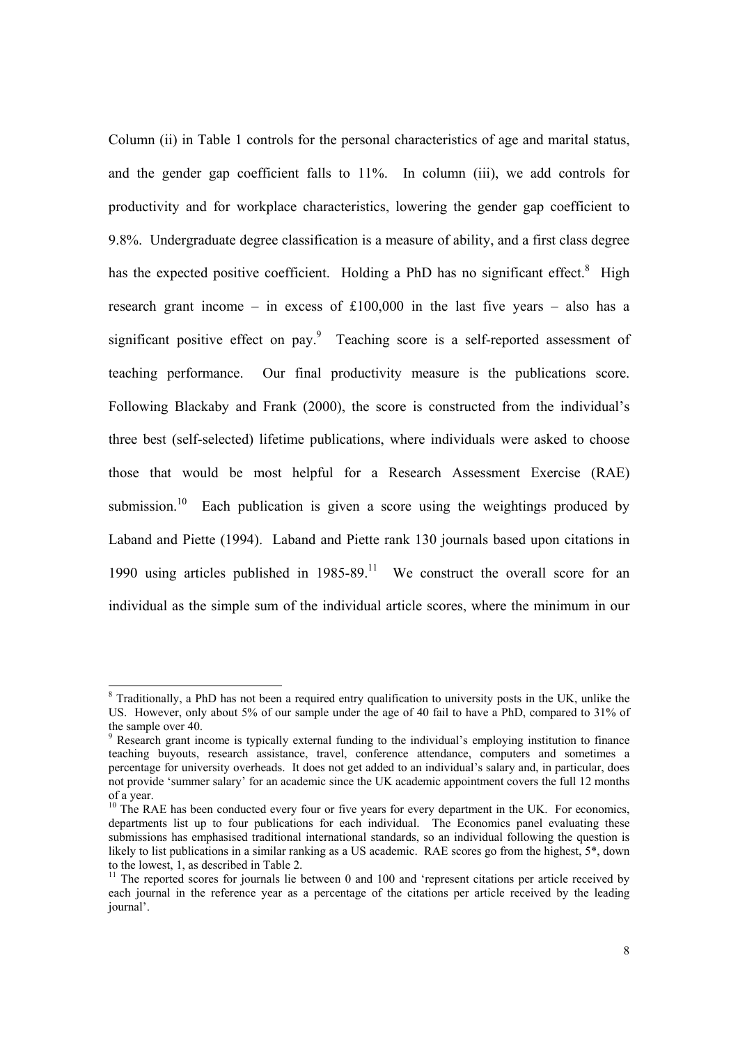Column (ii) in Table 1 controls for the personal characteristics of age and marital status, and the gender gap coefficient falls to 11%. In column (iii), we add controls for productivity and for workplace characteristics, lowering the gender gap coefficient to 9.8%. Undergraduate degree classification is a measure of ability, and a first class degree has the expected positive coefficient. Holding a PhD has no significant effect.[8] High research grant income – in excess of £100,000 in the last five years – also has a significant positive effect on pay.[9] Teaching score is a self-reported assessment of teaching performance. Our final productivity measure is the publications score. Following Blackaby and Frank (2000), the score is constructed from the individual's three best (self-selected) lifetime publications, where individuals were asked to choose those that would be most helpful for a Research Assessment Exercise (RAE) submission.[10] Each publication is given a score using the weightings produced by Laband and Piette (1994). Laband and Piette rank 130 journals based upon citations in 1990 using articles published in 1985-89.[11] We construct the overall score for an individual as the simple sum of the individual article scores, where the minimum in our

---

[8] Traditionally, a PhD has not been a required entry qualification to university posts in the UK, unlike the US. However, only about 5% of our sample under the age of 40 fail to have a PhD, compared to 31% of the sample over 40.

[9] Research grant income is typically external funding to the individual's employing institution to finance teaching buyouts, research assistance, travel, conference attendance, computers and sometimes a percentage for university overheads. It does not get added to an individual's salary and, in particular, does not provide 'summer salary' for an academic since the UK academic appointment covers the full 12 months of a year.

[10] The RAE has been conducted every four or five years for every department in the UK. For economics, departments list up to four publications for each individual. The Economics panel evaluating these submissions has emphasised traditional international standards, so an individual following the question is likely to list publications in a similar ranking as a US academic. RAE scores go from the highest, 5*, down to the lowest, 1, as described in Table 2.

[11] The reported scores for journals lie between 0 and 100 and 'represent citations per article received by each journal in the reference year as a percentage of the citations per article received by the leading journal'.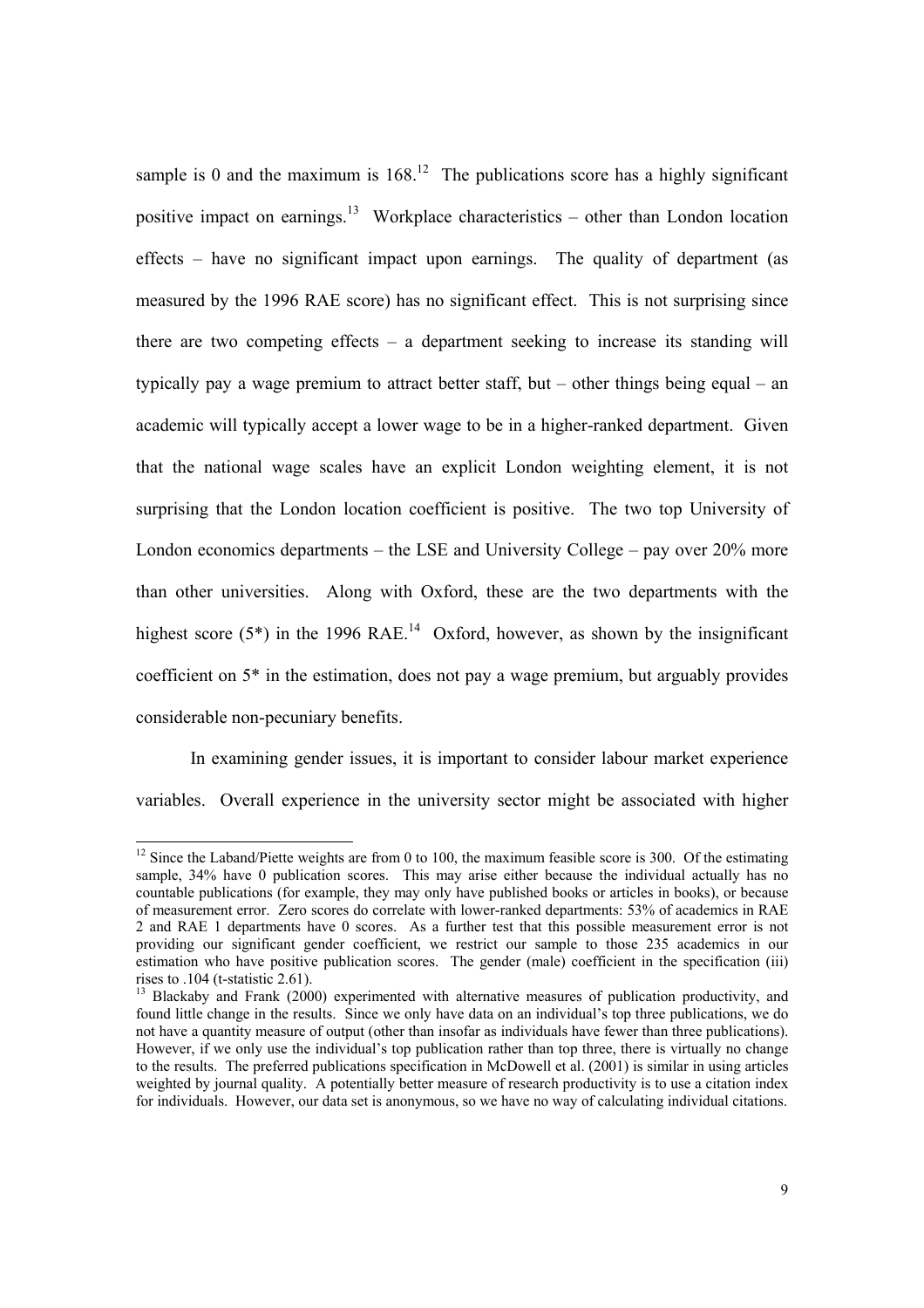sample is 0 and the maximum is 168.[12] The publications score has a highly significant positive impact on earnings.[13] Workplace characteristics – other than London location effects – have no significant impact upon earnings. The quality of department (as measured by the 1996 RAE score) has no significant effect. This is not surprising since there are two competing effects – a department seeking to increase its standing will typically pay a wage premium to attract better staff, but – other things being equal – an academic will typically accept a lower wage to be in a higher-ranked department. Given that the national wage scales have an explicit London weighting element, it is not surprising that the London location coefficient is positive. The two top University of London economics departments – the LSE and University College – pay over 20% more than other universities. Along with Oxford, these are the two departments with the highest score (5*) in the 1996 RAE.[14] Oxford, however, as shown by the insignificant coefficient on 5* in the estimation, does not pay a wage premium, but arguably provides considerable non-pecuniary benefits.

In examining gender issues, it is important to consider labour market experience variables. Overall experience in the university sector might be associated with higher

---

[12] Since the Laband/Piette weights are from 0 to 100, the maximum feasible score is 300. Of the estimating sample, 34% have 0 publication scores. This may arise either because the individual actually has no countable publications (for example, they may only have published books or articles in books), or because of measurement error. Zero scores do correlate with lower-ranked departments: 53% of academics in RAE 2 and RAE 1 departments have 0 scores. As a further test that this possible measurement error is not providing our significant gender coefficient, we restrict our sample to those 235 academics in our estimation who have positive publication scores. The gender (male) coefficient in the specification (iii) rises to .104 (t-statistic 2.61).

[13] Blackaby and Frank (2000) experimented with alternative measures of publication productivity, and found little change in the results. Since we only have data on an individual's top three publications, we do not have a quantity measure of output (other than insofar as individuals have fewer than three publications). However, if we only use the individual's top publication rather than top three, there is virtually no change to the results. The preferred publications specification in McDowell et al. (2001) is similar in using articles weighted by journal quality. A potentially better measure of research productivity is to use a citation index for individuals. However, our data set is anonymous, so we have no way of calculating individual citations.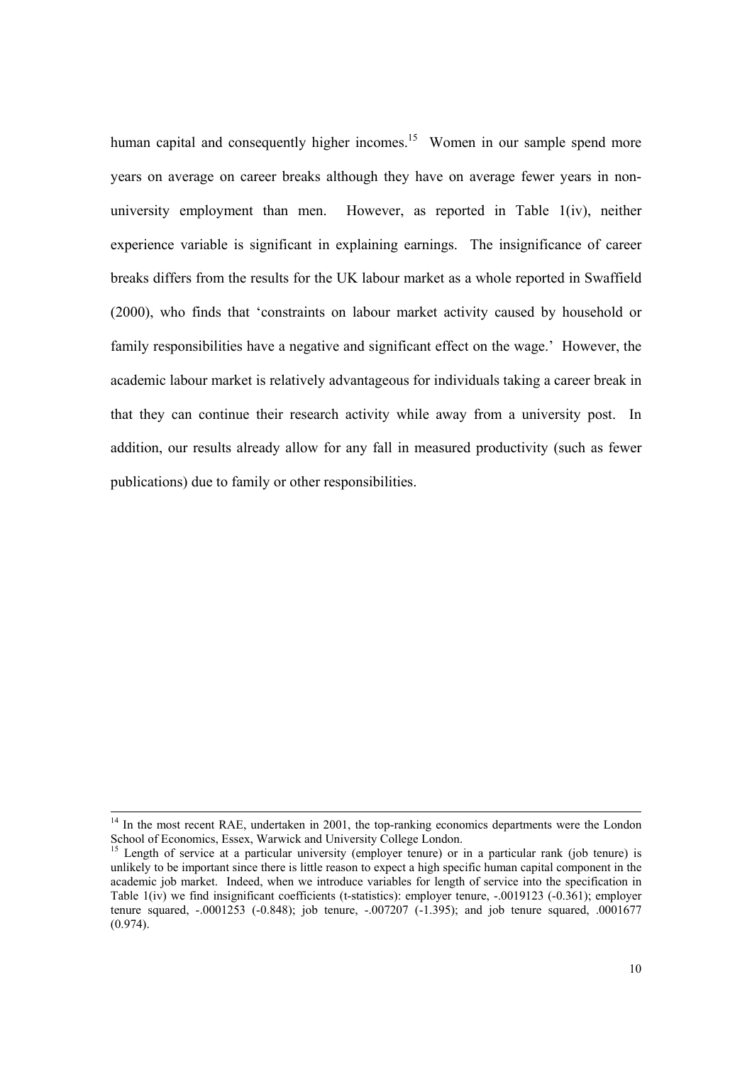human capital and consequently higher incomes.[15] Women in our sample spend more years on average on career breaks although they have on average fewer years in non-university employment than men. However, as reported in Table 1(iv), neither experience variable is significant in explaining earnings. The insignificance of career breaks differs from the results for the UK labour market as a whole reported in Swaffield (2000), who finds that 'constraints on labour market activity caused by household or family responsibilities have a negative and significant effect on the wage.' However, the academic labour market is relatively advantageous for individuals taking a career break in that they can continue their research activity while away from a university post. In addition, our results already allow for any fall in measured productivity (such as fewer publications) due to family or other responsibilities.

---

[14] In the most recent RAE, undertaken in 2001, the top-ranking economics departments were the London School of Economics, Essex, Warwick and University College London.

[15] Length of service at a particular university (employer tenure) or in a particular rank (job tenure) is unlikely to be important since there is little reason to expect a high specific human capital component in the academic job market. Indeed, when we introduce variables for length of service into the specification in Table 1(iv) we find insignificant coefficients (t-statistics): employer tenure, -.0019123 (-0.361); employer tenure squared, -.0001253 (-0.848); job tenure, -.007207 (-1.395); and job tenure squared, .0001677 (0.974).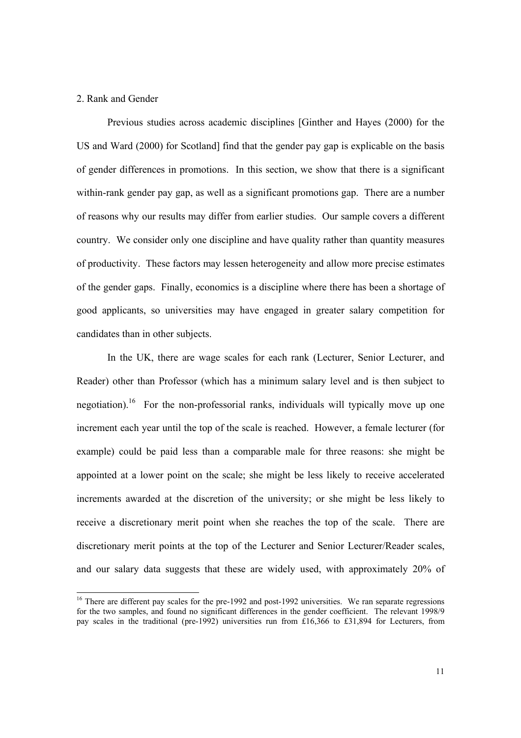## 2. Rank and Gender

Previous studies across academic disciplines [Ginther and Hayes (2000) for the US and Ward (2000) for Scotland] find that the gender pay gap is explicable on the basis of gender differences in promotions. In this section, we show that there is a significant within-rank gender pay gap, as well as a significant promotions gap. There are a number of reasons why our results may differ from earlier studies. Our sample covers a different country. We consider only one discipline and have quality rather than quantity measures of productivity. These factors may lessen heterogeneity and allow more precise estimates of the gender gaps. Finally, economics is a discipline where there has been a shortage of good applicants, so universities may have engaged in greater salary competition for candidates than in other subjects.

In the UK, there are wage scales for each rank (Lecturer, Senior Lecturer, and Reader) other than Professor (which has a minimum salary level and is then subject to negotiation).[16] For the non-professorial ranks, individuals will typically move up one increment each year until the top of the scale is reached. However, a female lecturer (for example) could be paid less than a comparable male for three reasons: she might be appointed at a lower point on the scale; she might be less likely to receive accelerated increments awarded at the discretion of the university; or she might be less likely to receive a discretionary merit point when she reaches the top of the scale. There are discretionary merit points at the top of the Lecturer and Senior Lecturer/Reader scales, and our salary data suggests that these are widely used, with approximately 20% of

[16] There are different pay scales for the pre-1992 and post-1992 universities. We ran separate regressions for the two samples, and found no significant differences in the gender coefficient. The relevant 1998/9 pay scales in the traditional (pre-1992) universities run from £16,366 to £31,894 for Lecturers, from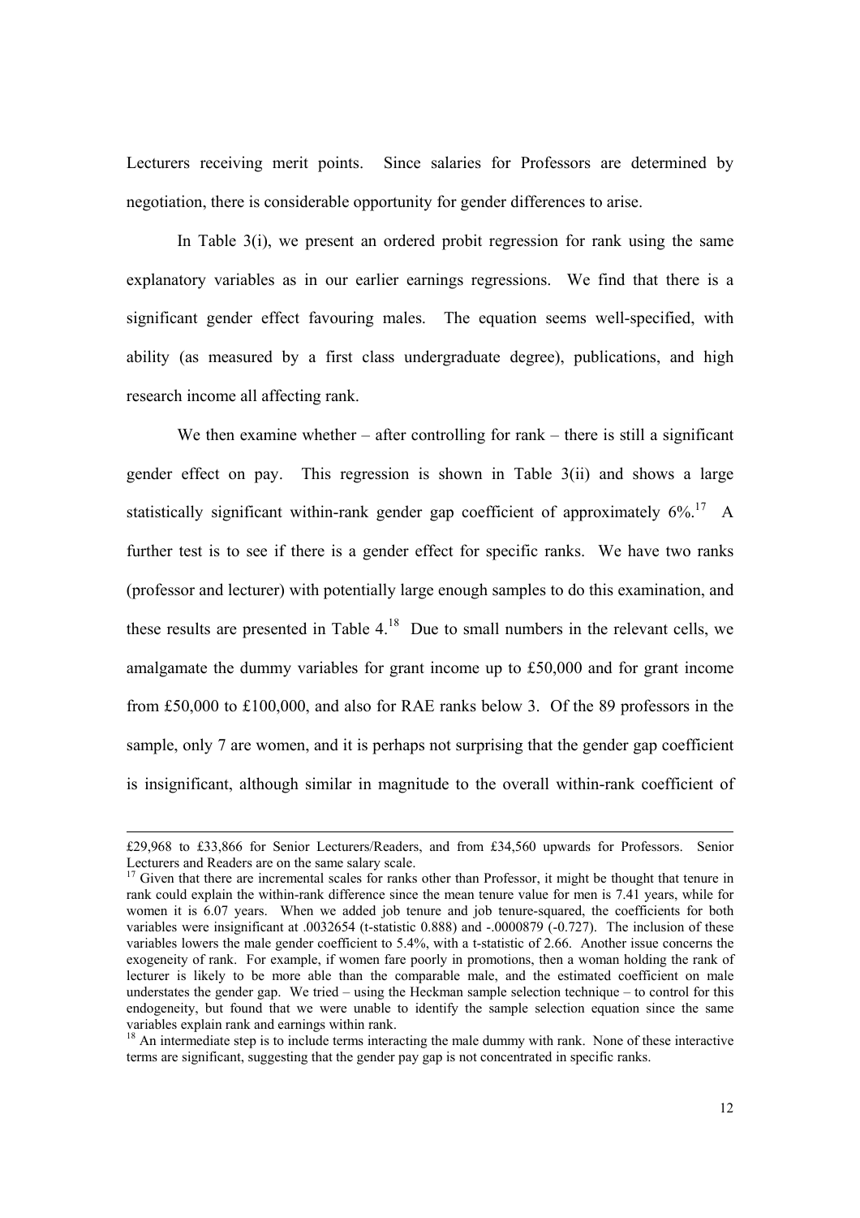Lecturers receiving merit points. Since salaries for Professors are determined by negotiation, there is considerable opportunity for gender differences to arise.

In Table 3(i), we present an ordered probit regression for rank using the same explanatory variables as in our earlier earnings regressions. We find that there is a significant gender effect favouring males. The equation seems well-specified, with ability (as measured by a first class undergraduate degree), publications, and high research income all affecting rank.

We then examine whether – after controlling for rank – there is still a significant gender effect on pay. This regression is shown in Table 3(ii) and shows a large statistically significant within-rank gender gap coefficient of approximately 6%.[17] A further test is to see if there is a gender effect for specific ranks. We have two ranks (professor and lecturer) with potentially large enough samples to do this examination, and these results are presented in Table 4.[18] Due to small numbers in the relevant cells, we amalgamate the dummy variables for grant income up to £50,000 and for grant income from £50,000 to £100,000, and also for RAE ranks below 3. Of the 89 professors in the sample, only 7 are women, and it is perhaps not surprising that the gender gap coefficient is insignificant, although similar in magnitude to the overall within-rank coefficient of

£29,968 to £33,866 for Senior Lecturers/Readers, and from £34,560 upwards for Professors. Senior Lecturers and Readers are on the same salary scale.

[17] Given that there are incremental scales for ranks other than Professor, it might be thought that tenure in rank could explain the within-rank difference since the mean tenure value for men is 7.41 years, while for women it is 6.07 years. When we added job tenure and job tenure-squared, the coefficients for both variables were insignificant at .0032654 (t-statistic 0.888) and -.0000879 (-0.727). The inclusion of these variables lowers the male gender coefficient to 5.4%, with a t-statistic of 2.66. Another issue concerns the exogeneity of rank. For example, if women fare poorly in promotions, then a woman holding the rank of lecturer is likely to be more able than the comparable male, and the estimated coefficient on male understates the gender gap. We tried – using the Heckman sample selection technique – to control for this endogeneity, but found that we were unable to identify the sample selection equation since the same variables explain rank and earnings within rank.

[18] An intermediate step is to include terms interacting the male dummy with rank. None of these interactive terms are significant, suggesting that the gender pay gap is not concentrated in specific ranks.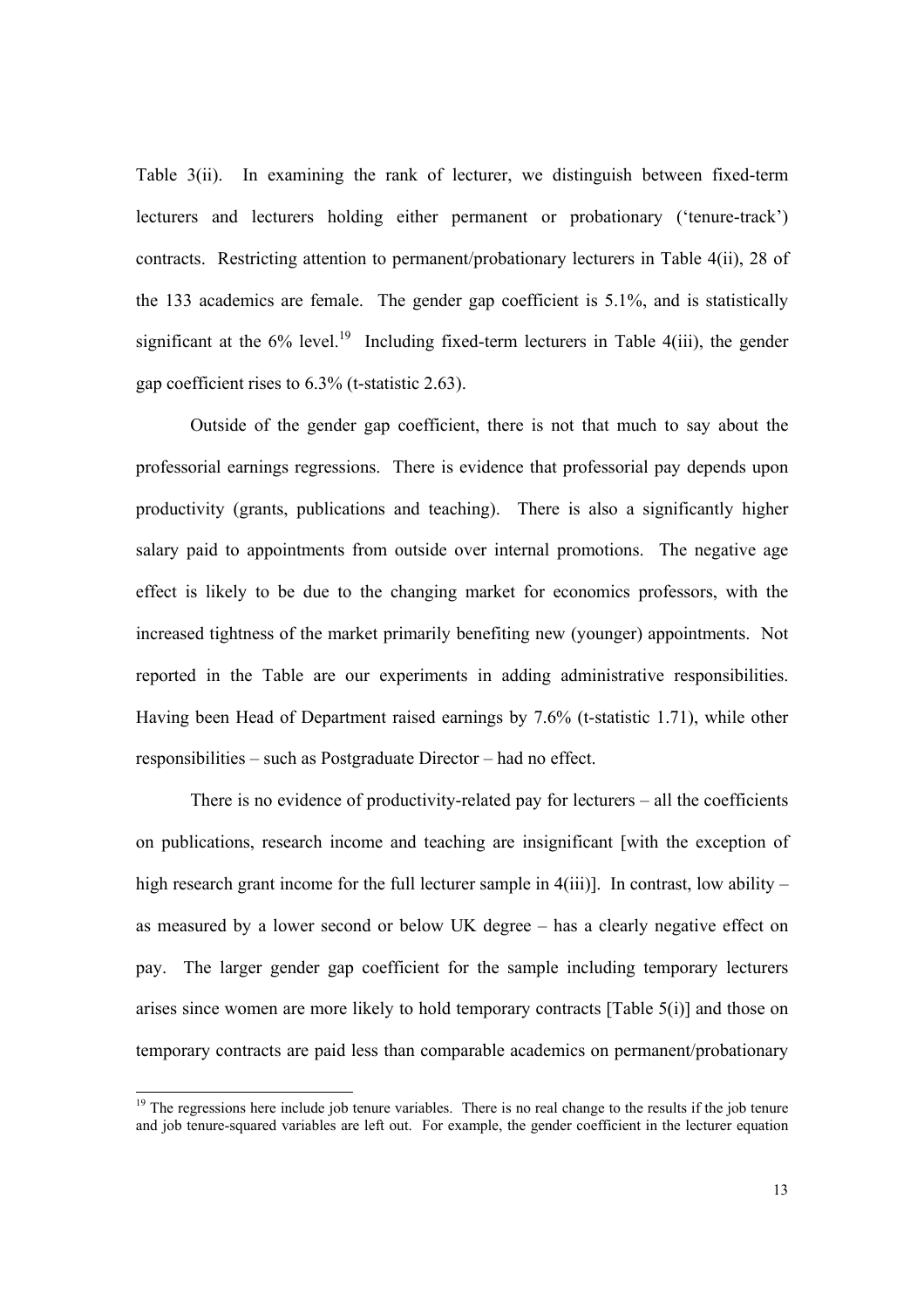Table 3(ii). In examining the rank of lecturer, we distinguish between fixed-term lecturers and lecturers holding either permanent or probationary ('tenure-track') contracts. Restricting attention to permanent/probationary lecturers in Table 4(ii), 28 of the 133 academics are female. The gender gap coefficient is 5.1%, and is statistically significant at the 6% level.[19] Including fixed-term lecturers in Table 4(iii), the gender gap coefficient rises to 6.3% (t-statistic 2.63).

Outside of the gender gap coefficient, there is not that much to say about the professorial earnings regressions. There is evidence that professorial pay depends upon productivity (grants, publications and teaching). There is also a significantly higher salary paid to appointments from outside over internal promotions. The negative age effect is likely to be due to the changing market for economics professors, with the increased tightness of the market primarily benefiting new (younger) appointments. Not reported in the Table are our experiments in adding administrative responsibilities. Having been Head of Department raised earnings by 7.6% (t-statistic 1.71), while other responsibilities – such as Postgraduate Director – had no effect.

There is no evidence of productivity-related pay for lecturers – all the coefficients on publications, research income and teaching are insignificant [with the exception of high research grant income for the full lecturer sample in 4(iii)]. In contrast, low ability – as measured by a lower second or below UK degree – has a clearly negative effect on pay. The larger gender gap coefficient for the sample including temporary lecturers arises since women are more likely to hold temporary contracts [Table 5(i)] and those on temporary contracts are paid less than comparable academics on permanent/probationary

[19] The regressions here include job tenure variables. There is no real change to the results if the job tenure and job tenure-squared variables are left out. For example, the gender coefficient in the lecturer equation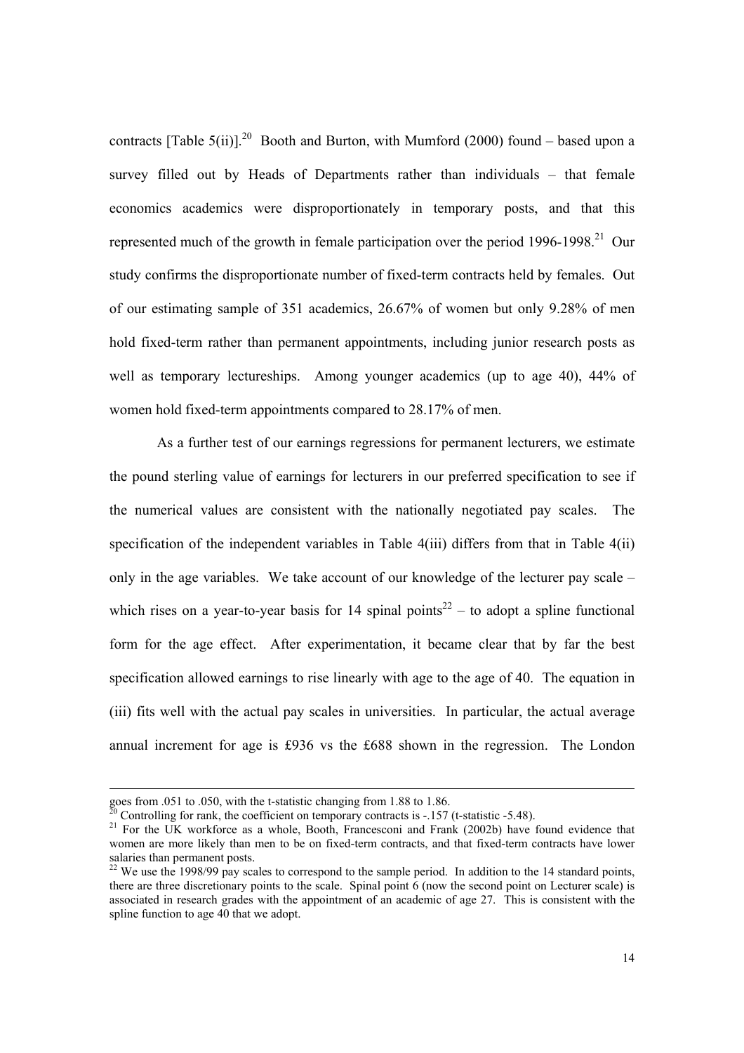contracts [Table 5(ii)].[20] Booth and Burton, with Mumford (2000) found – based upon a survey filled out by Heads of Departments rather than individuals – that female economics academics were disproportionately in temporary posts, and that this represented much of the growth in female participation over the period 1996-1998.[21] Our study confirms the disproportionate number of fixed-term contracts held by females. Out of our estimating sample of 351 academics, 26.67% of women but only 9.28% of men hold fixed-term rather than permanent appointments, including junior research posts as well as temporary lectureships. Among younger academics (up to age 40), 44% of women hold fixed-term appointments compared to 28.17% of men.

As a further test of our earnings regressions for permanent lecturers, we estimate the pound sterling value of earnings for lecturers in our preferred specification to see if the numerical values are consistent with the nationally negotiated pay scales. The specification of the independent variables in Table 4(iii) differs from that in Table 4(ii) only in the age variables. We take account of our knowledge of the lecturer pay scale – which rises on a year-to-year basis for 14 spinal points[22] – to adopt a spline functional form for the age effect. After experimentation, it became clear that by far the best specification allowed earnings to rise linearly with age to the age of 40. The equation in (iii) fits well with the actual pay scales in universities. In particular, the actual average annual increment for age is £936 vs the £688 shown in the regression. The London

---

goes from .051 to .050, with the t-statistic changing from 1.88 to 1.86.

[20] Controlling for rank, the coefficient on temporary contracts is -.157 (t-statistic -5.48).

[21] For the UK workforce as a whole, Booth, Francesconi and Frank (2002b) have found evidence that women are more likely than men to be on fixed-term contracts, and that fixed-term contracts have lower salaries than permanent posts.

[22] We use the 1998/99 pay scales to correspond to the sample period. In addition to the 14 standard points, there are three discretionary points to the scale. Spinal point 6 (now the second point on Lecturer scale) is associated in research grades with the appointment of an academic of age 27. This is consistent with the spline function to age 40 that we adopt.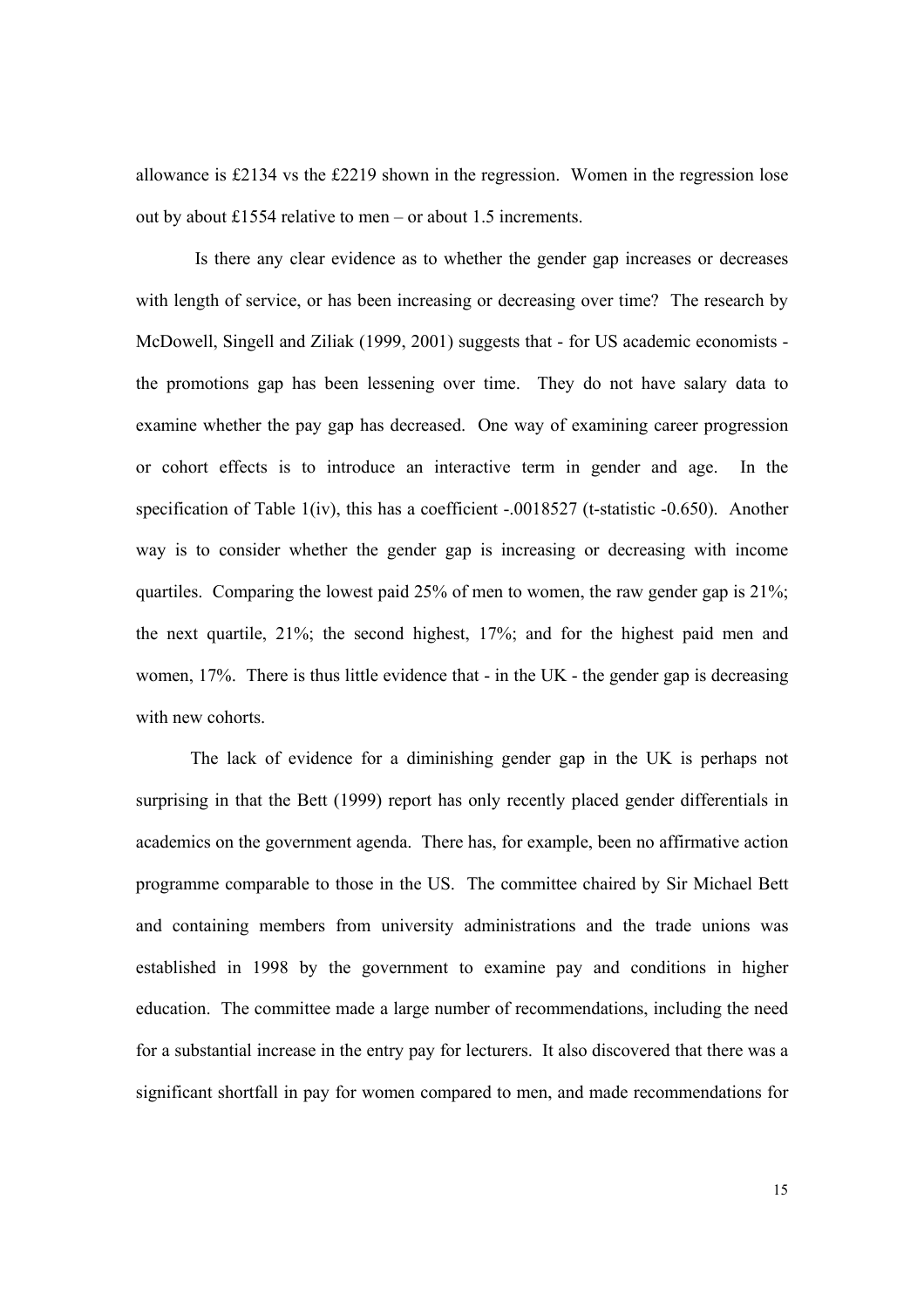allowance is £2134 vs the £2219 shown in the regression. Women in the regression lose out by about £1554 relative to men – or about 1.5 increments.

Is there any clear evidence as to whether the gender gap increases or decreases with length of service, or has been increasing or decreasing over time? The research by McDowell, Singell and Ziliak (1999, 2001) suggests that - for US academic economists - the promotions gap has been lessening over time. They do not have salary data to examine whether the pay gap has decreased. One way of examining career progression or cohort effects is to introduce an interactive term in gender and age. In the specification of Table 1(iv), this has a coefficient -.0018527 (t-statistic -0.650). Another way is to consider whether the gender gap is increasing or decreasing with income quartiles. Comparing the lowest paid 25% of men to women, the raw gender gap is 21%; the next quartile, 21%; the second highest, 17%; and for the highest paid men and women, 17%. There is thus little evidence that - in the UK - the gender gap is decreasing with new cohorts.

The lack of evidence for a diminishing gender gap in the UK is perhaps not surprising in that the Bett (1999) report has only recently placed gender differentials in academics on the government agenda. There has, for example, been no affirmative action programme comparable to those in the US. The committee chaired by Sir Michael Bett and containing members from university administrations and the trade unions was established in 1998 by the government to examine pay and conditions in higher education. The committee made a large number of recommendations, including the need for a substantial increase in the entry pay for lecturers. It also discovered that there was a significant shortfall in pay for women compared to men, and made recommendations for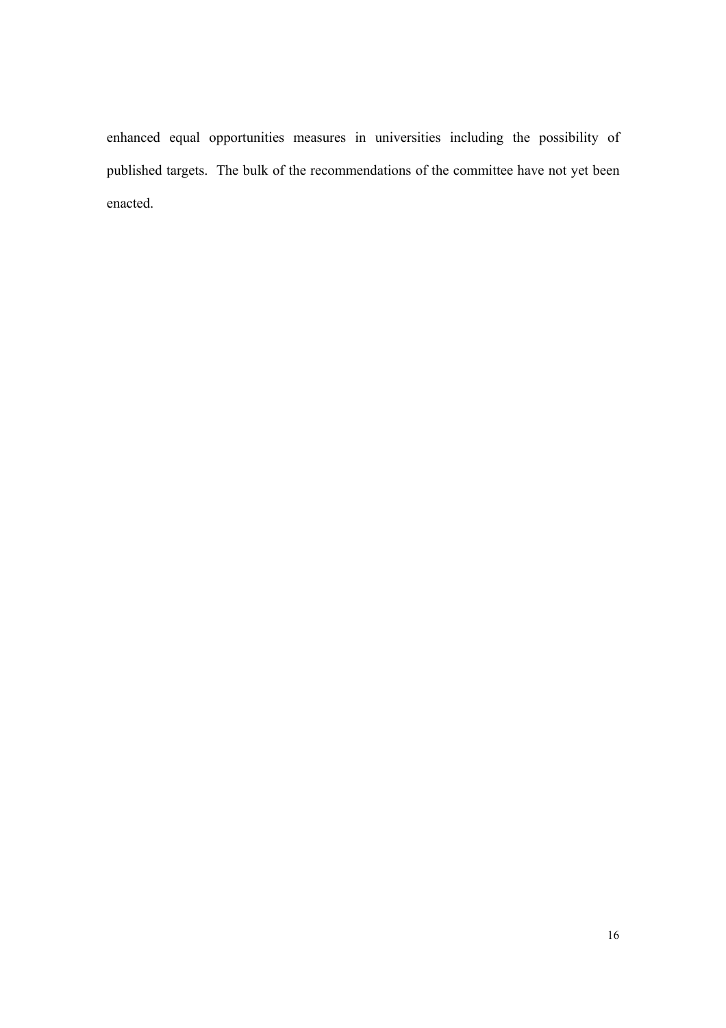enhanced equal opportunities measures in universities including the possibility of published targets. The bulk of the recommendations of the committee have not yet been enacted.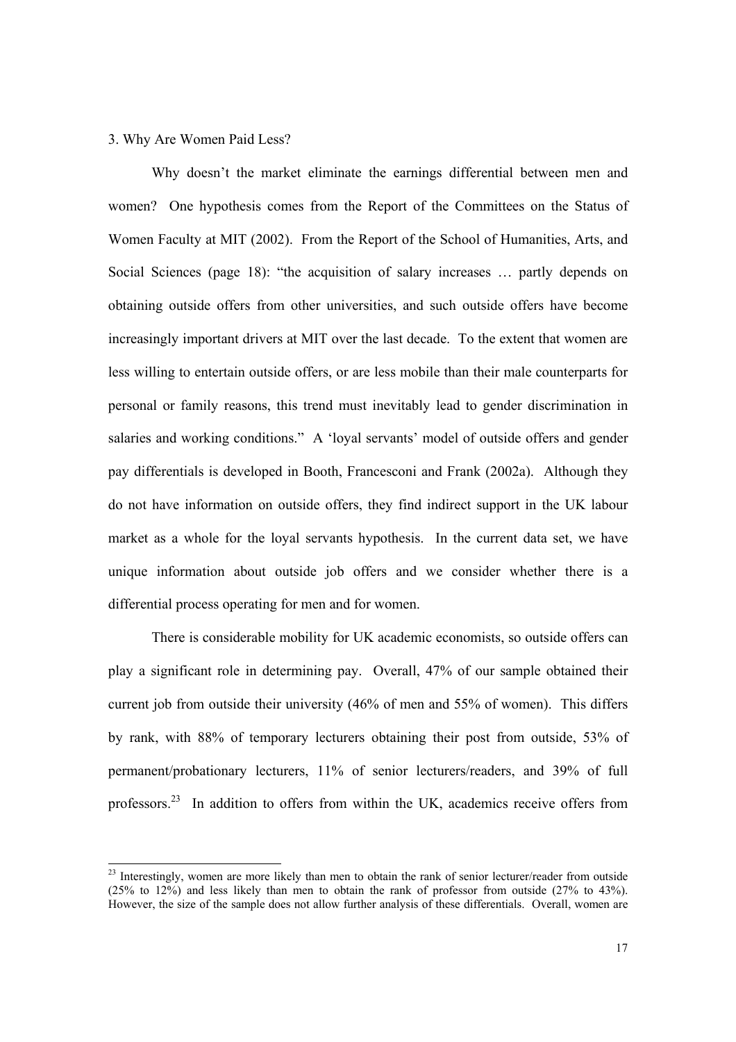## 3. Why Are Women Paid Less?

Why doesn't the market eliminate the earnings differential between men and women? One hypothesis comes from the Report of the Committees on the Status of Women Faculty at MIT (2002). From the Report of the School of Humanities, Arts, and Social Sciences (page 18): "the acquisition of salary increases … partly depends on obtaining outside offers from other universities, and such outside offers have become increasingly important drivers at MIT over the last decade. To the extent that women are less willing to entertain outside offers, or are less mobile than their male counterparts for personal or family reasons, this trend must inevitably lead to gender discrimination in salaries and working conditions." A 'loyal servants' model of outside offers and gender pay differentials is developed in Booth, Francesconi and Frank (2002a). Although they do not have information on outside offers, they find indirect support in the UK labour market as a whole for the loyal servants hypothesis. In the current data set, we have unique information about outside job offers and we consider whether there is a differential process operating for men and for women.

There is considerable mobility for UK academic economists, so outside offers can play a significant role in determining pay. Overall, 47% of our sample obtained their current job from outside their university (46% of men and 55% of women). This differs by rank, with 88% of temporary lecturers obtaining their post from outside, 53% of permanent/probationary lecturers, 11% of senior lecturers/readers, and 39% of full professors.[23] In addition to offers from within the UK, academics receive offers from

[23] Interestingly, women are more likely than men to obtain the rank of senior lecturer/reader from outside (25% to 12%) and less likely than men to obtain the rank of professor from outside (27% to 43%). However, the size of the sample does not allow further analysis of these differentials. Overall, women are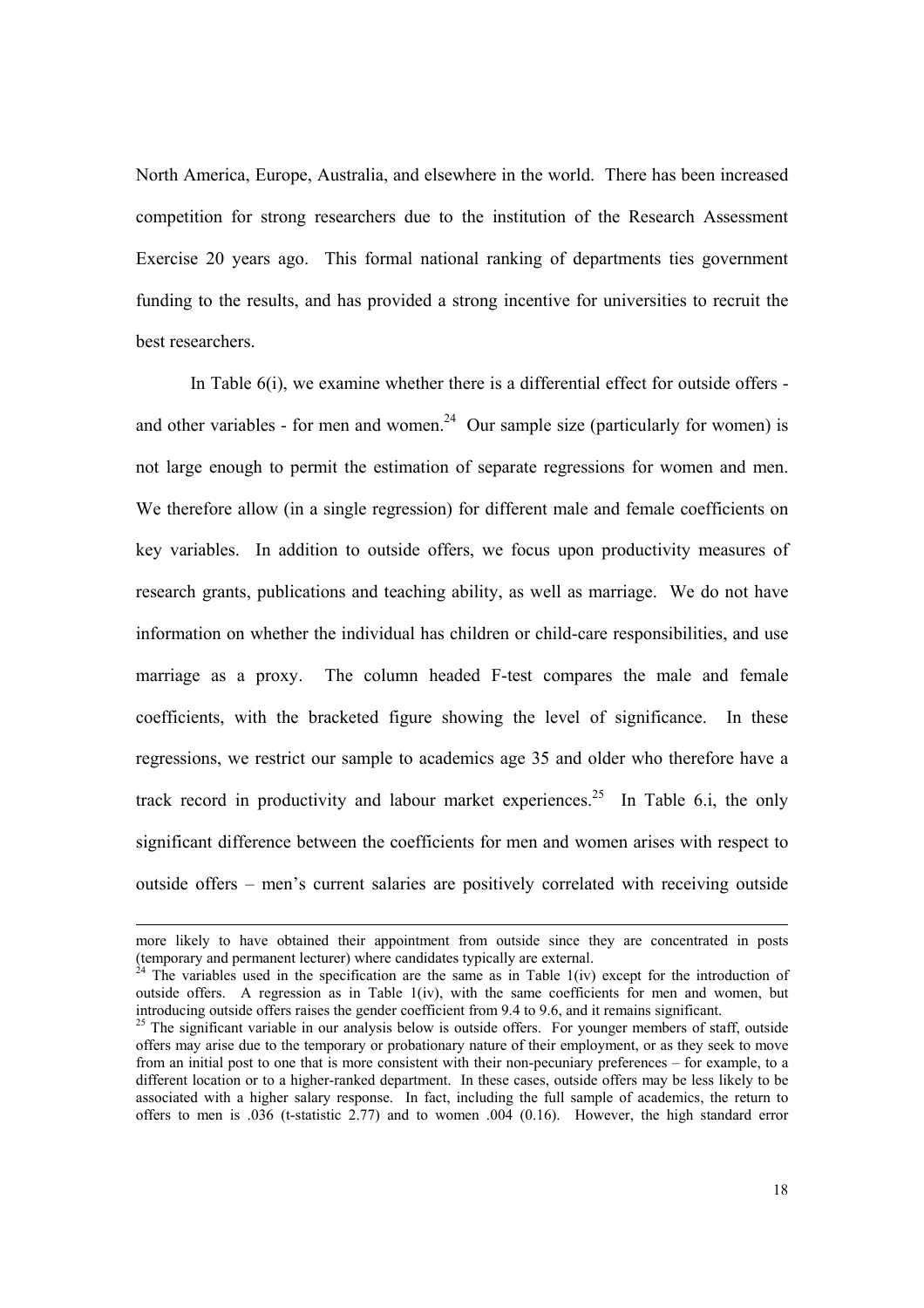North America, Europe, Australia, and elsewhere in the world. There has been increased competition for strong researchers due to the institution of the Research Assessment Exercise 20 years ago. This formal national ranking of departments ties government funding to the results, and has provided a strong incentive for universities to recruit the best researchers.

In Table 6(i), we examine whether there is a differential effect for outside offers - and other variables - for men and women.[24] Our sample size (particularly for women) is not large enough to permit the estimation of separate regressions for women and men. We therefore allow (in a single regression) for different male and female coefficients on key variables. In addition to outside offers, we focus upon productivity measures of research grants, publications and teaching ability, as well as marriage. We do not have information on whether the individual has children or child-care responsibilities, and use marriage as a proxy. The column headed F-test compares the male and female coefficients, with the bracketed figure showing the level of significance. In these regressions, we restrict our sample to academics age 35 and older who therefore have a track record in productivity and labour market experiences.[25] In Table 6.i, the only significant difference between the coefficients for men and women arises with respect to outside offers – men's current salaries are positively correlated with receiving outside

---

more likely to have obtained their appointment from outside since they are concentrated in posts (temporary and permanent lecturer) where candidates typically are external.

[24] The variables used in the specification are the same as in Table 1(iv) except for the introduction of outside offers. A regression as in Table 1(iv), with the same coefficients for men and women, but introducing outside offers raises the gender coefficient from 9.4 to 9.6, and it remains significant.

[25] The significant variable in our analysis below is outside offers. For younger members of staff, outside offers may arise due to the temporary or probationary nature of their employment, or as they seek to move from an initial post to one that is more consistent with their non-pecuniary preferences – for example, to a different location or to a higher-ranked department. In these cases, outside offers may be less likely to be associated with a higher salary response. In fact, including the full sample of academics, the return to offers to men is .036 (t-statistic 2.77) and to women .004 (0.16). However, the high standard error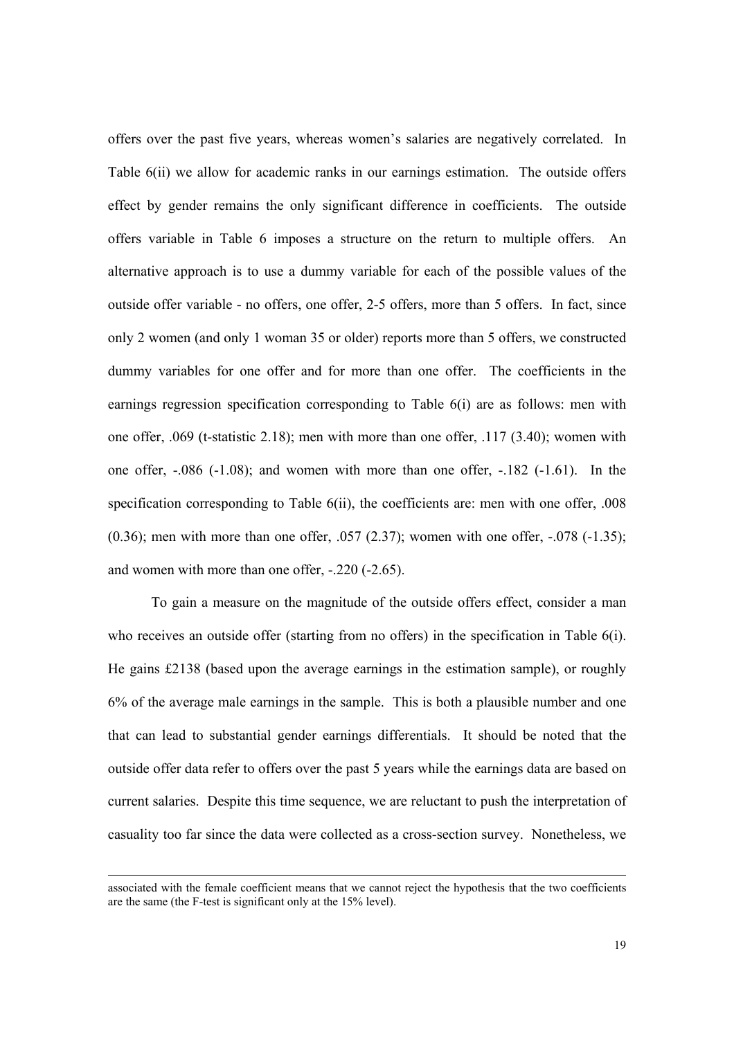offers over the past five years, whereas women's salaries are negatively correlated. In Table 6(ii) we allow for academic ranks in our earnings estimation. The outside offers effect by gender remains the only significant difference in coefficients. The outside offers variable in Table 6 imposes a structure on the return to multiple offers. An alternative approach is to use a dummy variable for each of the possible values of the outside offer variable - no offers, one offer, 2-5 offers, more than 5 offers. In fact, since only 2 women (and only 1 woman 35 or older) reports more than 5 offers, we constructed dummy variables for one offer and for more than one offer. The coefficients in the earnings regression specification corresponding to Table 6(i) are as follows: men with one offer, .069 (t-statistic 2.18); men with more than one offer, .117 (3.40); women with one offer, -.086 (-1.08); and women with more than one offer, -.182 (-1.61). In the specification corresponding to Table 6(ii), the coefficients are: men with one offer, .008 (0.36); men with more than one offer, .057 (2.37); women with one offer, -.078 (-1.35); and women with more than one offer, -.220 (-2.65).

To gain a measure on the magnitude of the outside offers effect, consider a man who receives an outside offer (starting from no offers) in the specification in Table 6(i). He gains £2138 (based upon the average earnings in the estimation sample), or roughly 6% of the average male earnings in the sample. This is both a plausible number and one that can lead to substantial gender earnings differentials. It should be noted that the outside offer data refer to offers over the past 5 years while the earnings data are based on current salaries. Despite this time sequence, we are reluctant to push the interpretation of casuality too far since the data were collected as a cross-section survey. Nonetheless, we

---

associated with the female coefficient means that we cannot reject the hypothesis that the two coefficients are the same (the F-test is significant only at the 15% level).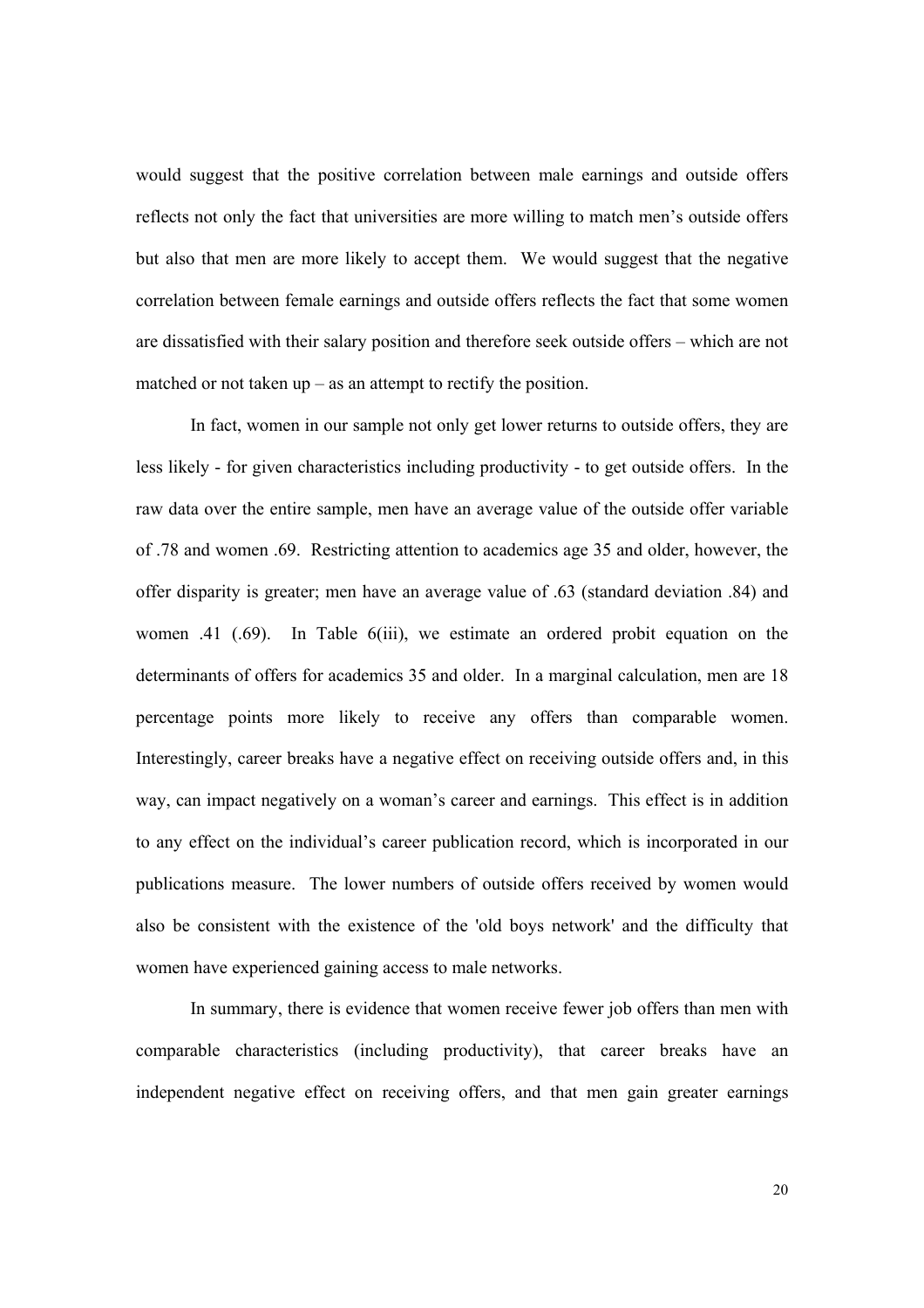would suggest that the positive correlation between male earnings and outside offers reflects not only the fact that universities are more willing to match men's outside offers but also that men are more likely to accept them. We would suggest that the negative correlation between female earnings and outside offers reflects the fact that some women are dissatisfied with their salary position and therefore seek outside offers – which are not matched or not taken up – as an attempt to rectify the position.

In fact, women in our sample not only get lower returns to outside offers, they are less likely - for given characteristics including productivity - to get outside offers. In the raw data over the entire sample, men have an average value of the outside offer variable of .78 and women .69. Restricting attention to academics age 35 and older, however, the offer disparity is greater; men have an average value of .63 (standard deviation .84) and women .41 (.69). In Table 6(iii), we estimate an ordered probit equation on the determinants of offers for academics 35 and older. In a marginal calculation, men are 18 percentage points more likely to receive any offers than comparable women. Interestingly, career breaks have a negative effect on receiving outside offers and, in this way, can impact negatively on a woman's career and earnings. This effect is in addition to any effect on the individual's career publication record, which is incorporated in our publications measure. The lower numbers of outside offers received by women would also be consistent with the existence of the 'old boys network' and the difficulty that women have experienced gaining access to male networks.

In summary, there is evidence that women receive fewer job offers than men with comparable characteristics (including productivity), that career breaks have an independent negative effect on receiving offers, and that men gain greater earnings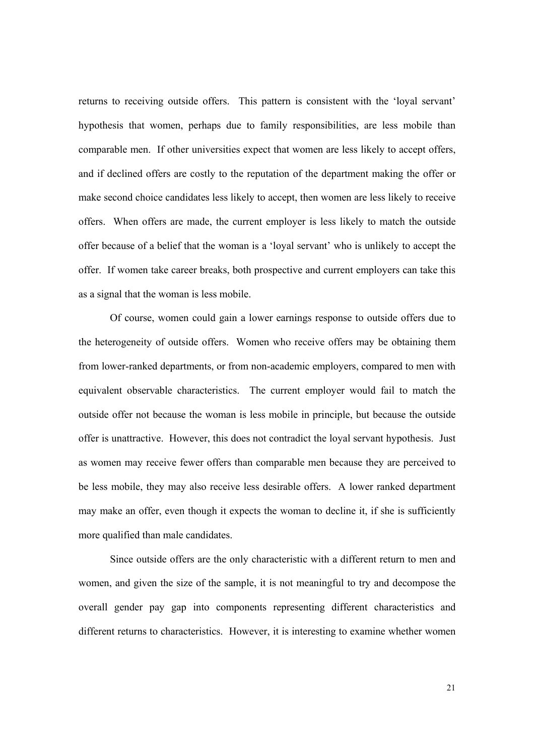returns to receiving outside offers. This pattern is consistent with the 'loyal servant' hypothesis that women, perhaps due to family responsibilities, are less mobile than comparable men. If other universities expect that women are less likely to accept offers, and if declined offers are costly to the reputation of the department making the offer or make second choice candidates less likely to accept, then women are less likely to receive offers. When offers are made, the current employer is less likely to match the outside offer because of a belief that the woman is a 'loyal servant' who is unlikely to accept the offer. If women take career breaks, both prospective and current employers can take this as a signal that the woman is less mobile.

Of course, women could gain a lower earnings response to outside offers due to the heterogeneity of outside offers. Women who receive offers may be obtaining them from lower-ranked departments, or from non-academic employers, compared to men with equivalent observable characteristics. The current employer would fail to match the outside offer not because the woman is less mobile in principle, but because the outside offer is unattractive. However, this does not contradict the loyal servant hypothesis. Just as women may receive fewer offers than comparable men because they are perceived to be less mobile, they may also receive less desirable offers. A lower ranked department may make an offer, even though it expects the woman to decline it, if she is sufficiently more qualified than male candidates.

Since outside offers are the only characteristic with a different return to men and women, and given the size of the sample, it is not meaningful to try and decompose the overall gender pay gap into components representing different characteristics and different returns to characteristics. However, it is interesting to examine whether women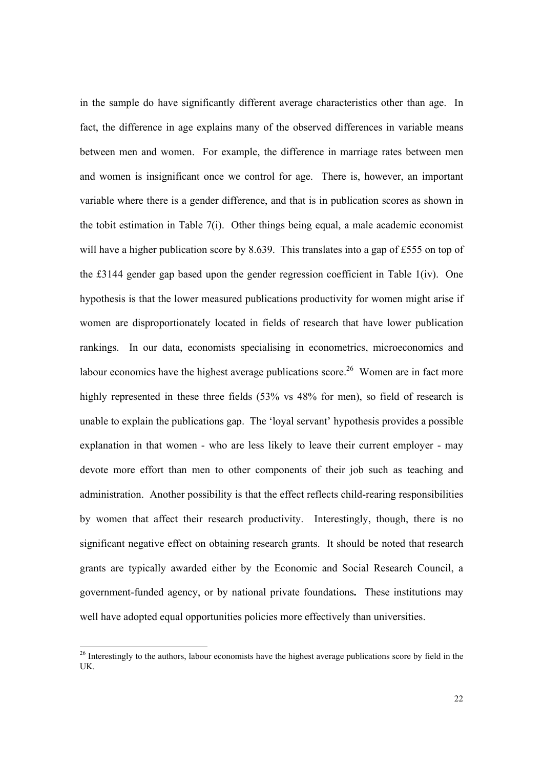in the sample do have significantly different average characteristics other than age. In fact, the difference in age explains many of the observed differences in variable means between men and women. For example, the difference in marriage rates between men and women is insignificant once we control for age. There is, however, an important variable where there is a gender difference, and that is in publication scores as shown in the tobit estimation in Table 7(i). Other things being equal, a male academic economist will have a higher publication score by 8.639. This translates into a gap of £555 on top of the £3144 gender gap based upon the gender regression coefficient in Table 1(iv). One hypothesis is that the lower measured publications productivity for women might arise if women are disproportionately located in fields of research that have lower publication rankings. In our data, economists specialising in econometrics, microeconomics and labour economics have the highest average publications score.[26] Women are in fact more highly represented in these three fields (53% vs 48% for men), so field of research is unable to explain the publications gap. The 'loyal servant' hypothesis provides a possible explanation in that women - who are less likely to leave their current employer - may devote more effort than men to other components of their job such as teaching and administration. Another possibility is that the effect reflects child-rearing responsibilities by women that affect their research productivity. Interestingly, though, there is no significant negative effect on obtaining research grants. It should be noted that research grants are typically awarded either by the Economic and Social Research Council, a government-funded agency, or by national private foundations**.** These institutions may well have adopted equal opportunities policies more effectively than universities.

[26] Interestingly to the authors, labour economists have the highest average publications score by field in the UK.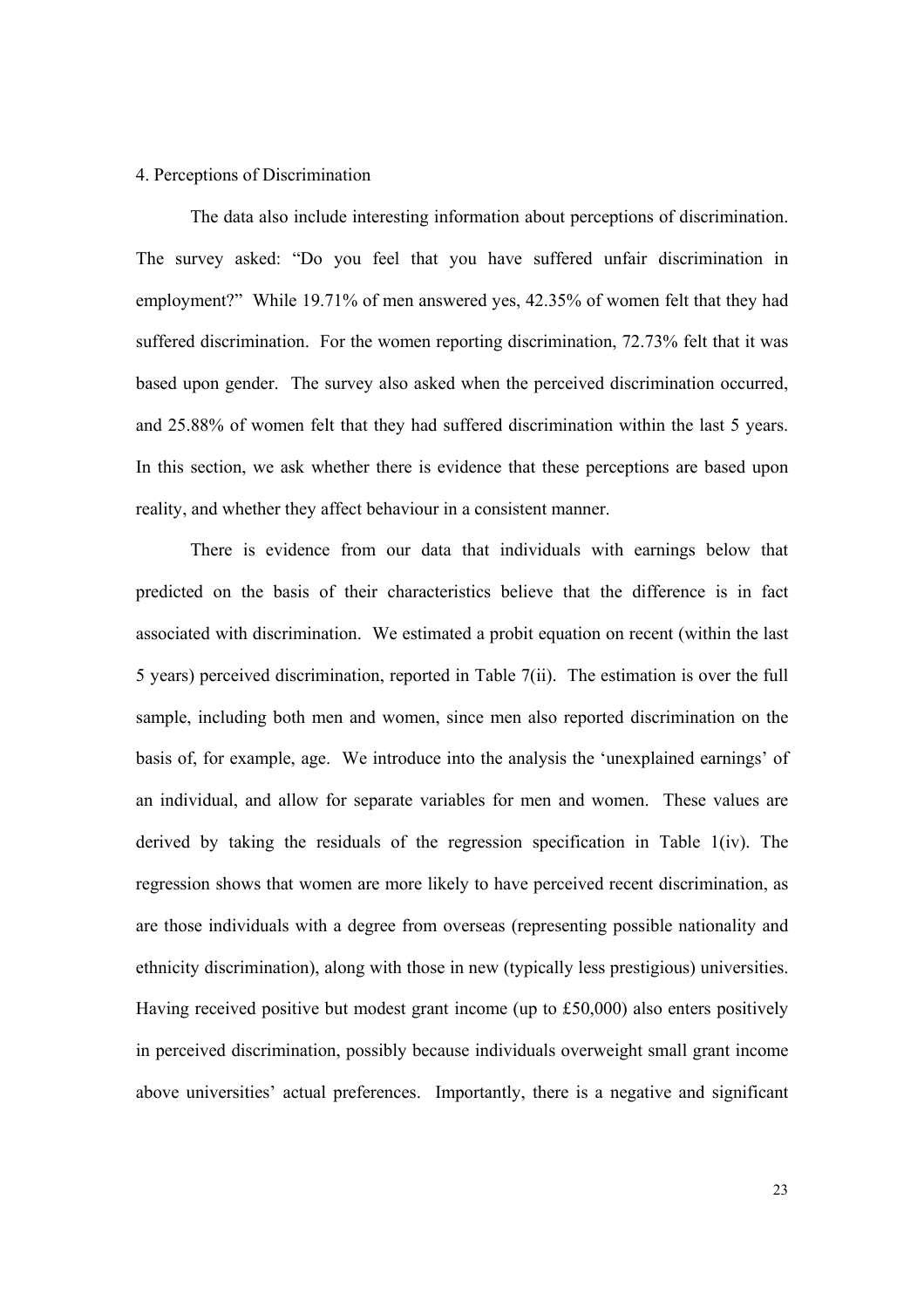## 4. Perceptions of Discrimination

The data also include interesting information about perceptions of discrimination. The survey asked: "Do you feel that you have suffered unfair discrimination in employment?" While 19.71% of men answered yes, 42.35% of women felt that they had suffered discrimination. For the women reporting discrimination, 72.73% felt that it was based upon gender. The survey also asked when the perceived discrimination occurred, and 25.88% of women felt that they had suffered discrimination within the last 5 years. In this section, we ask whether there is evidence that these perceptions are based upon reality, and whether they affect behaviour in a consistent manner.

There is evidence from our data that individuals with earnings below that predicted on the basis of their characteristics believe that the difference is in fact associated with discrimination. We estimated a probit equation on recent (within the last 5 years) perceived discrimination, reported in Table 7(ii). The estimation is over the full sample, including both men and women, since men also reported discrimination on the basis of, for example, age. We introduce into the analysis the 'unexplained earnings' of an individual, and allow for separate variables for men and women. These values are derived by taking the residuals of the regression specification in Table 1(iv). The regression shows that women are more likely to have perceived recent discrimination, as are those individuals with a degree from overseas (representing possible nationality and ethnicity discrimination), along with those in new (typically less prestigious) universities. Having received positive but modest grant income (up to £50,000) also enters positively in perceived discrimination, possibly because individuals overweight small grant income above universities' actual preferences. Importantly, there is a negative and significant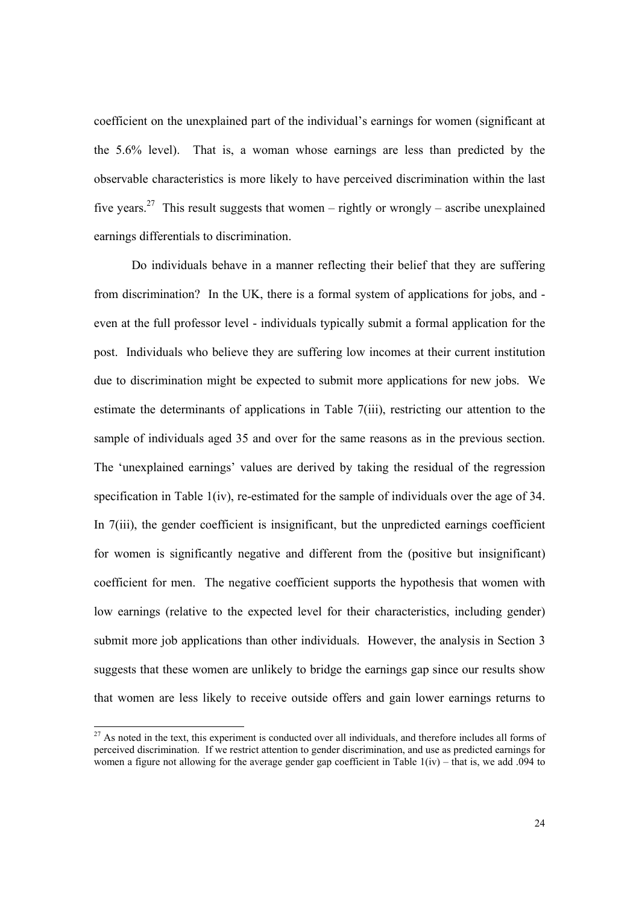coefficient on the unexplained part of the individual's earnings for women (significant at the 5.6% level). That is, a woman whose earnings are less than predicted by the observable characteristics is more likely to have perceived discrimination within the last five years.[27] This result suggests that women – rightly or wrongly – ascribe unexplained earnings differentials to discrimination.

Do individuals behave in a manner reflecting their belief that they are suffering from discrimination? In the UK, there is a formal system of applications for jobs, and - even at the full professor level - individuals typically submit a formal application for the post. Individuals who believe they are suffering low incomes at their current institution due to discrimination might be expected to submit more applications for new jobs. We estimate the determinants of applications in Table 7(iii), restricting our attention to the sample of individuals aged 35 and over for the same reasons as in the previous section. The 'unexplained earnings' values are derived by taking the residual of the regression specification in Table 1(iv), re-estimated for the sample of individuals over the age of 34. In 7(iii), the gender coefficient is insignificant, but the unpredicted earnings coefficient for women is significantly negative and different from the (positive but insignificant) coefficient for men. The negative coefficient supports the hypothesis that women with low earnings (relative to the expected level for their characteristics, including gender) submit more job applications than other individuals. However, the analysis in Section 3 suggests that these women are unlikely to bridge the earnings gap since our results show that women are less likely to receive outside offers and gain lower earnings returns to

[27] As noted in the text, this experiment is conducted over all individuals, and therefore includes all forms of perceived discrimination. If we restrict attention to gender discrimination, and use as predicted earnings for women a figure not allowing for the average gender gap coefficient in Table 1(iv) – that is, we add .094 to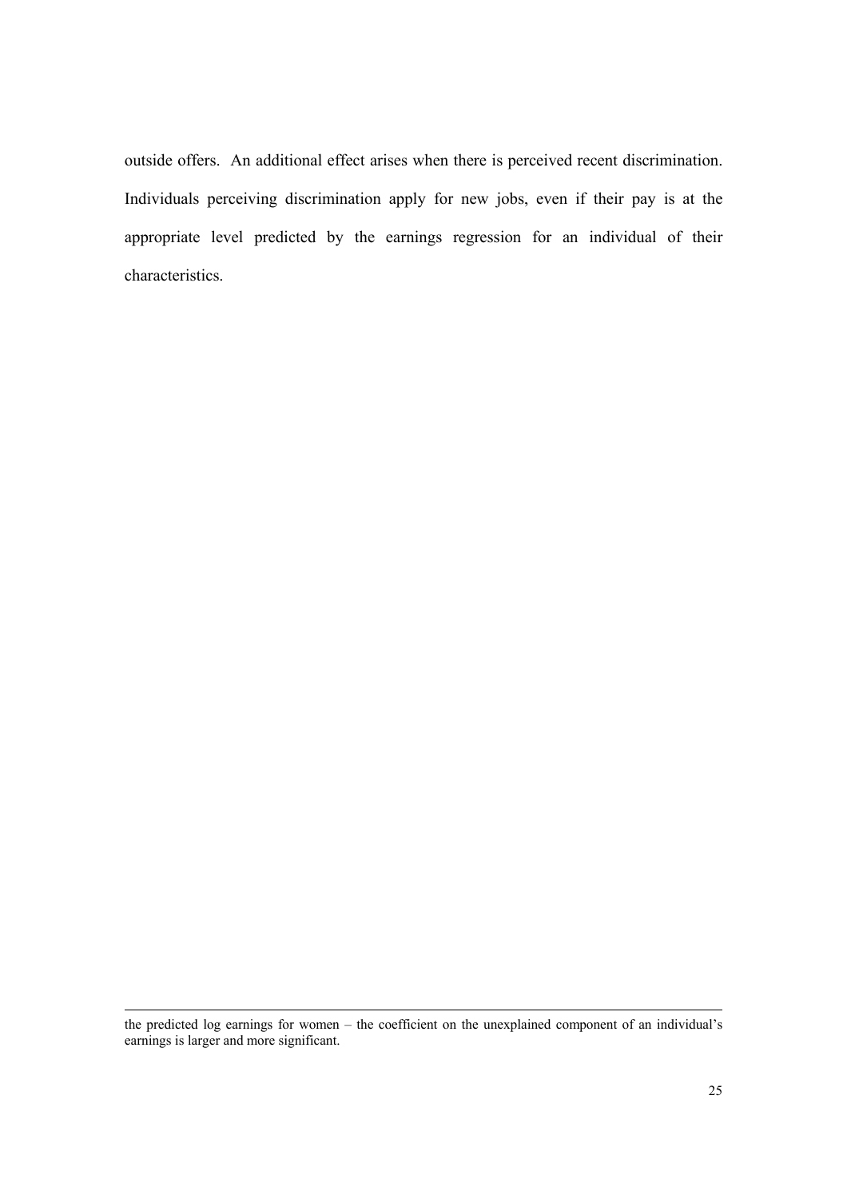outside offers. An additional effect arises when there is perceived recent discrimination. Individuals perceiving discrimination apply for new jobs, even if their pay is at the appropriate level predicted by the earnings regression for an individual of their characteristics.

---

the predicted log earnings for women – the coefficient on the unexplained component of an individual's earnings is larger and more significant.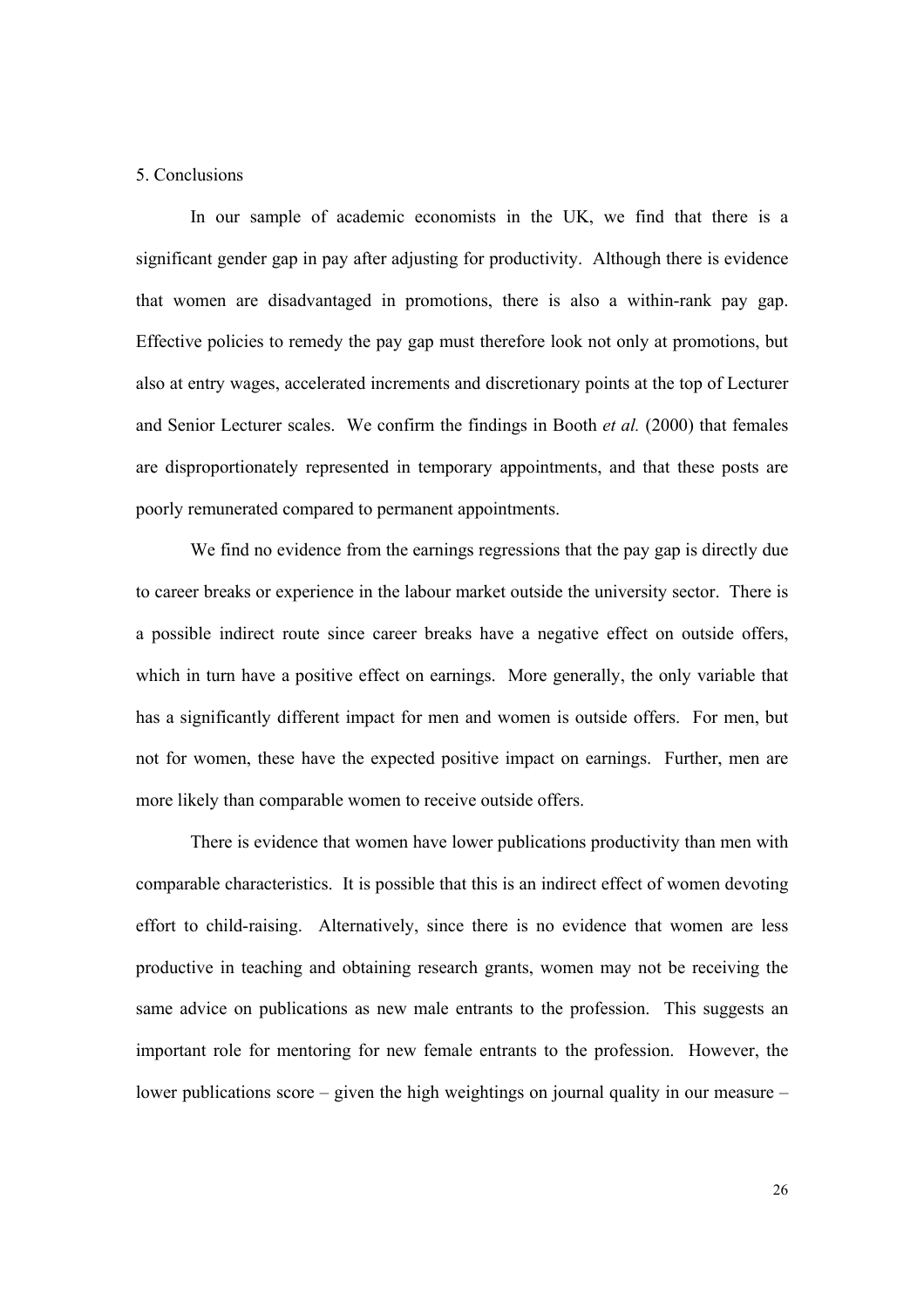## 5. Conclusions

In our sample of academic economists in the UK, we find that there is a significant gender gap in pay after adjusting for productivity. Although there is evidence that women are disadvantaged in promotions, there is also a within-rank pay gap. Effective policies to remedy the pay gap must therefore look not only at promotions, but also at entry wages, accelerated increments and discretionary points at the top of Lecturer and Senior Lecturer scales. We confirm the findings in Booth *et al.* (2000) that females are disproportionately represented in temporary appointments, and that these posts are poorly remunerated compared to permanent appointments.

We find no evidence from the earnings regressions that the pay gap is directly due to career breaks or experience in the labour market outside the university sector. There is a possible indirect route since career breaks have a negative effect on outside offers, which in turn have a positive effect on earnings. More generally, the only variable that has a significantly different impact for men and women is outside offers. For men, but not for women, these have the expected positive impact on earnings. Further, men are more likely than comparable women to receive outside offers.

There is evidence that women have lower publications productivity than men with comparable characteristics. It is possible that this is an indirect effect of women devoting effort to child-raising. Alternatively, since there is no evidence that women are less productive in teaching and obtaining research grants, women may not be receiving the same advice on publications as new male entrants to the profession. This suggests an important role for mentoring for new female entrants to the profession. However, the lower publications score – given the high weightings on journal quality in our measure –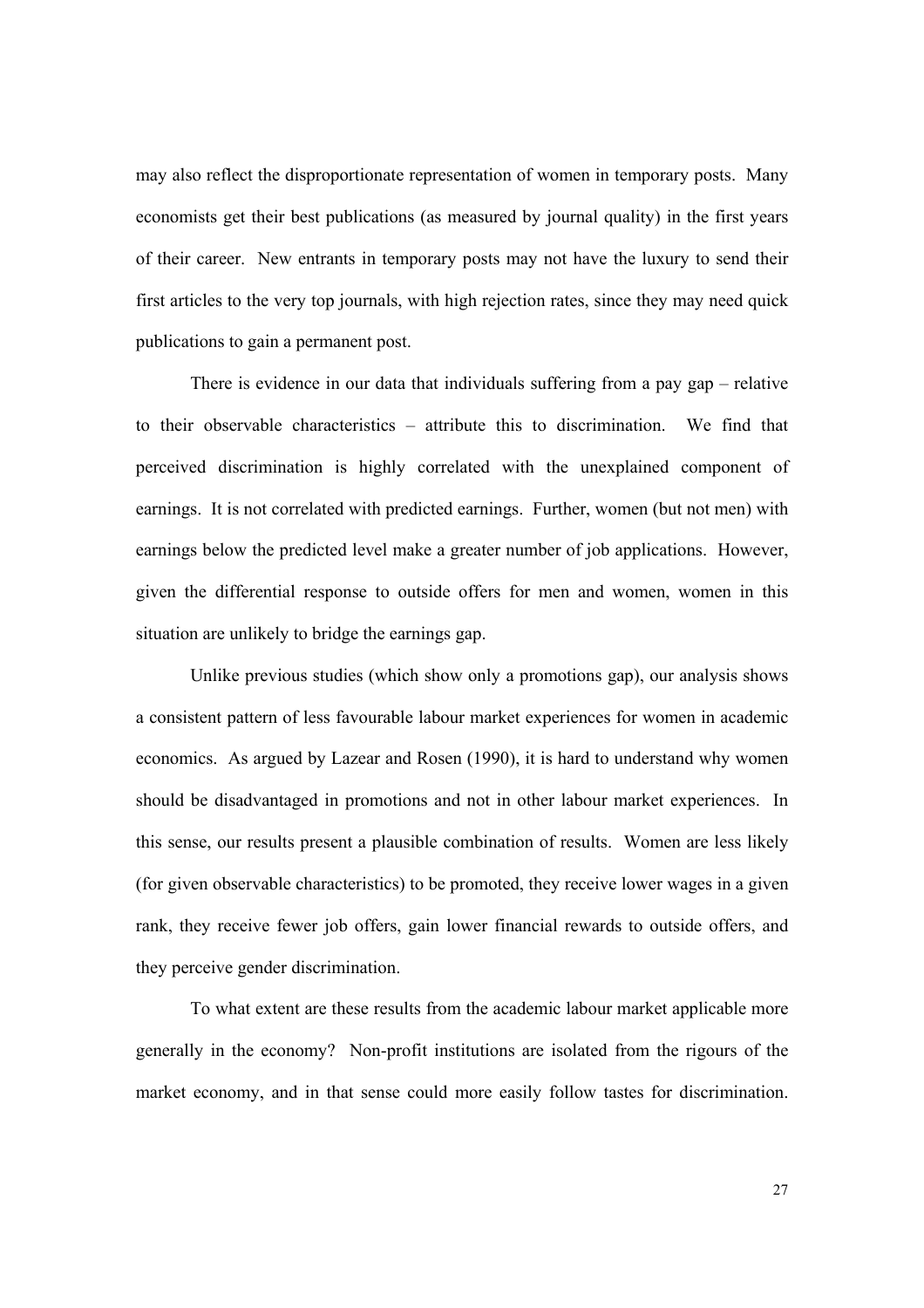may also reflect the disproportionate representation of women in temporary posts. Many economists get their best publications (as measured by journal quality) in the first years of their career. New entrants in temporary posts may not have the luxury to send their first articles to the very top journals, with high rejection rates, since they may need quick publications to gain a permanent post.

There is evidence in our data that individuals suffering from a pay gap – relative to their observable characteristics – attribute this to discrimination. We find that perceived discrimination is highly correlated with the unexplained component of earnings. It is not correlated with predicted earnings. Further, women (but not men) with earnings below the predicted level make a greater number of job applications. However, given the differential response to outside offers for men and women, women in this situation are unlikely to bridge the earnings gap.

Unlike previous studies (which show only a promotions gap), our analysis shows a consistent pattern of less favourable labour market experiences for women in academic economics. As argued by Lazear and Rosen (1990), it is hard to understand why women should be disadvantaged in promotions and not in other labour market experiences. In this sense, our results present a plausible combination of results. Women are less likely (for given observable characteristics) to be promoted, they receive lower wages in a given rank, they receive fewer job offers, gain lower financial rewards to outside offers, and they perceive gender discrimination.

To what extent are these results from the academic labour market applicable more generally in the economy? Non-profit institutions are isolated from the rigours of the market economy, and in that sense could more easily follow tastes for discrimination.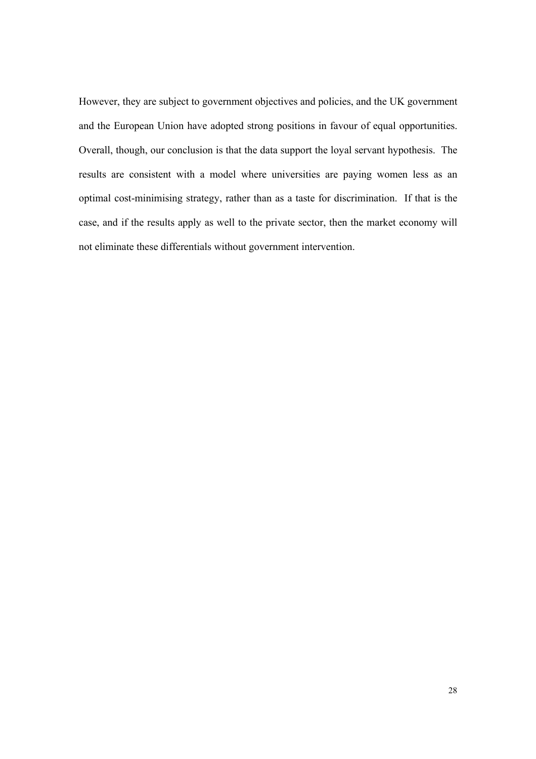However, they are subject to government objectives and policies, and the UK government and the European Union have adopted strong positions in favour of equal opportunities. Overall, though, our conclusion is that the data support the loyal servant hypothesis. The results are consistent with a model where universities are paying women less as an optimal cost-minimising strategy, rather than as a taste for discrimination. If that is the case, and if the results apply as well to the private sector, then the market economy will not eliminate these differentials without government intervention.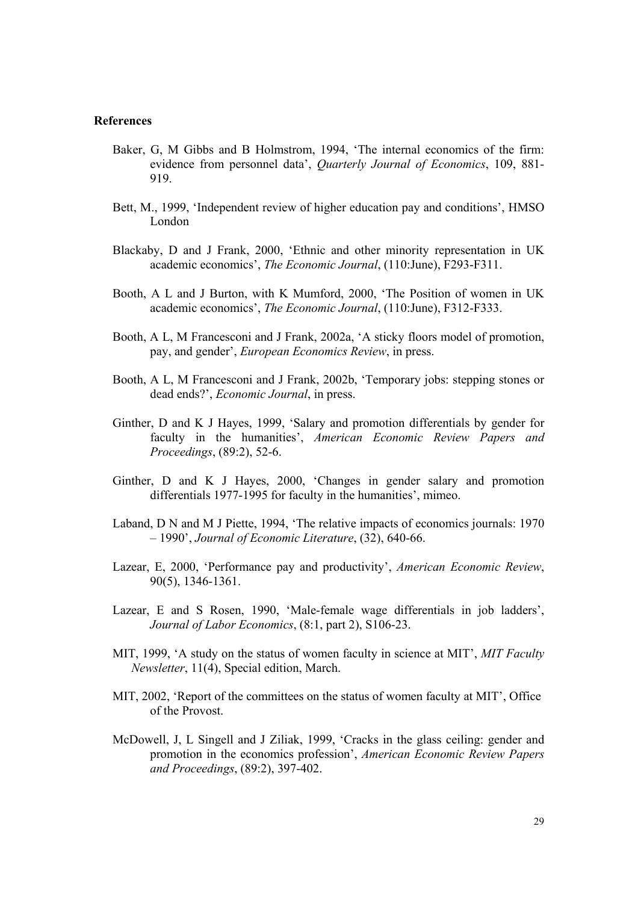**References**

Baker, G, M Gibbs and B Holmstrom, 1994, 'The internal economics of the firm: evidence from personnel data', *Quarterly Journal of Economics*, 109, 881-919.

Bett, M., 1999, 'Independent review of higher education pay and conditions', HMSO London

Blackaby, D and J Frank, 2000, 'Ethnic and other minority representation in UK academic economics', *The Economic Journal*, (110:June), F293-F311.

Booth, A L and J Burton, with K Mumford, 2000, 'The Position of women in UK academic economics', *The Economic Journal*, (110:June), F312-F333.

Booth, A L, M Francesconi and J Frank, 2002a, 'A sticky floors model of promotion, pay, and gender', *European Economics Review*, in press.

Booth, A L, M Francesconi and J Frank, 2002b, 'Temporary jobs: stepping stones or dead ends?', *Economic Journal*, in press.

Ginther, D and K J Hayes, 1999, 'Salary and promotion differentials by gender for faculty in the humanities', *American Economic Review Papers and Proceedings*, (89:2), 52-6.

Ginther, D and K J Hayes, 2000, 'Changes in gender salary and promotion differentials 1977-1995 for faculty in the humanities', mimeo.

Laband, D N and M J Piette, 1994, 'The relative impacts of economics journals: 1970 – 1990', *Journal of Economic Literature*, (32), 640-66.

Lazear, E, 2000, 'Performance pay and productivity', *American Economic Review*, 90(5), 1346-1361.

Lazear, E and S Rosen, 1990, 'Male-female wage differentials in job ladders', *Journal of Labor Economics*, (8:1, part 2), S106-23.

MIT, 1999, 'A study on the status of women faculty in science at MIT', *MIT Faculty Newsletter*, 11(4), Special edition, March.

MIT, 2002, 'Report of the committees on the status of women faculty at MIT', Office of the Provost.

McDowell, J, L Singell and J Ziliak, 1999, 'Cracks in the glass ceiling: gender and promotion in the economics profession', *American Economic Review Papers and Proceedings*, (89:2), 397-402.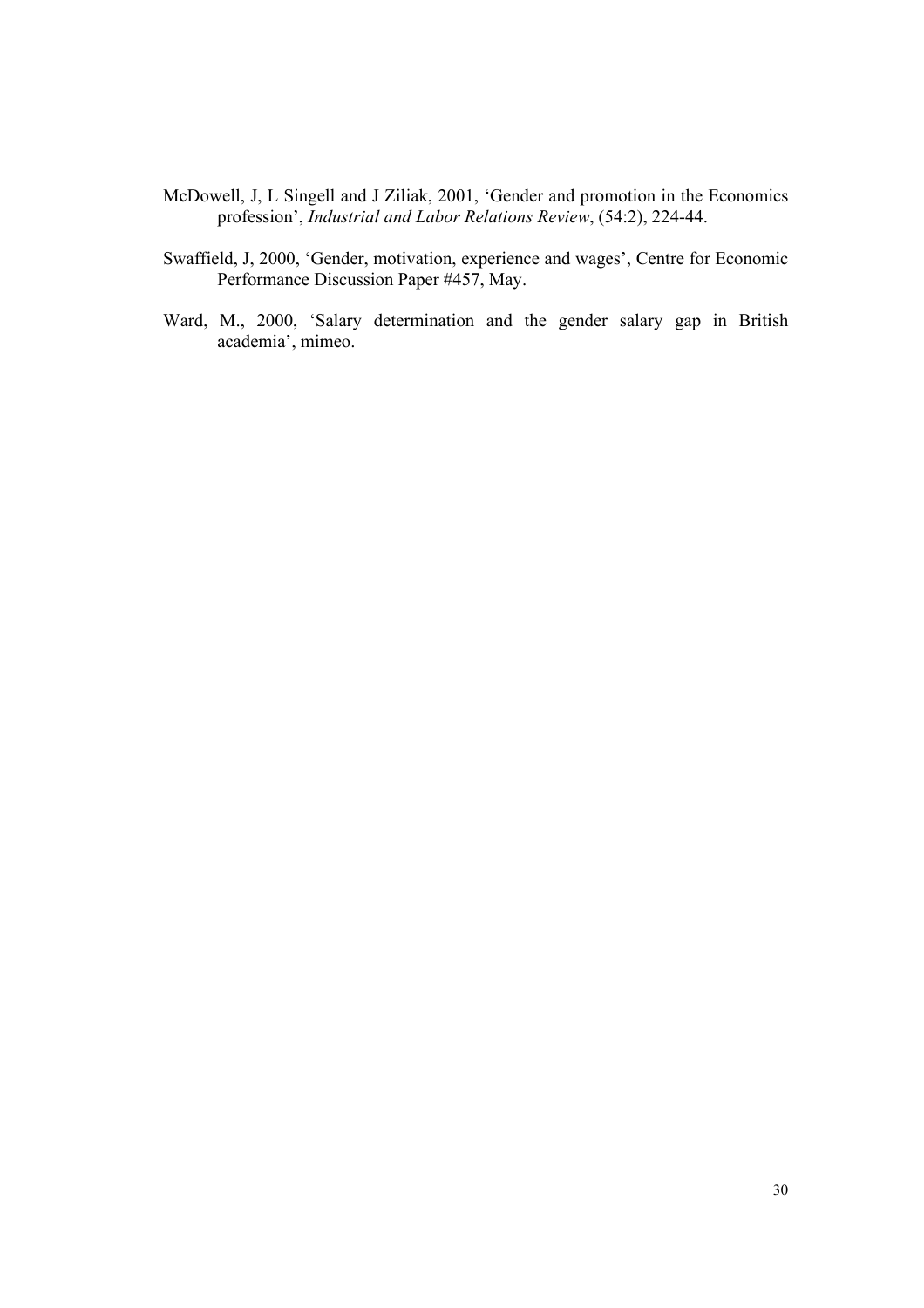McDowell, J, L Singell and J Ziliak, 2001, 'Gender and promotion in the Economics profession', *Industrial and Labor Relations Review*, (54:2), 224-44.

Swaffield, J, 2000, 'Gender, motivation, experience and wages', Centre for Economic Performance Discussion Paper #457, May.

Ward, M., 2000, 'Salary determination and the gender salary gap in British academia', mimeo.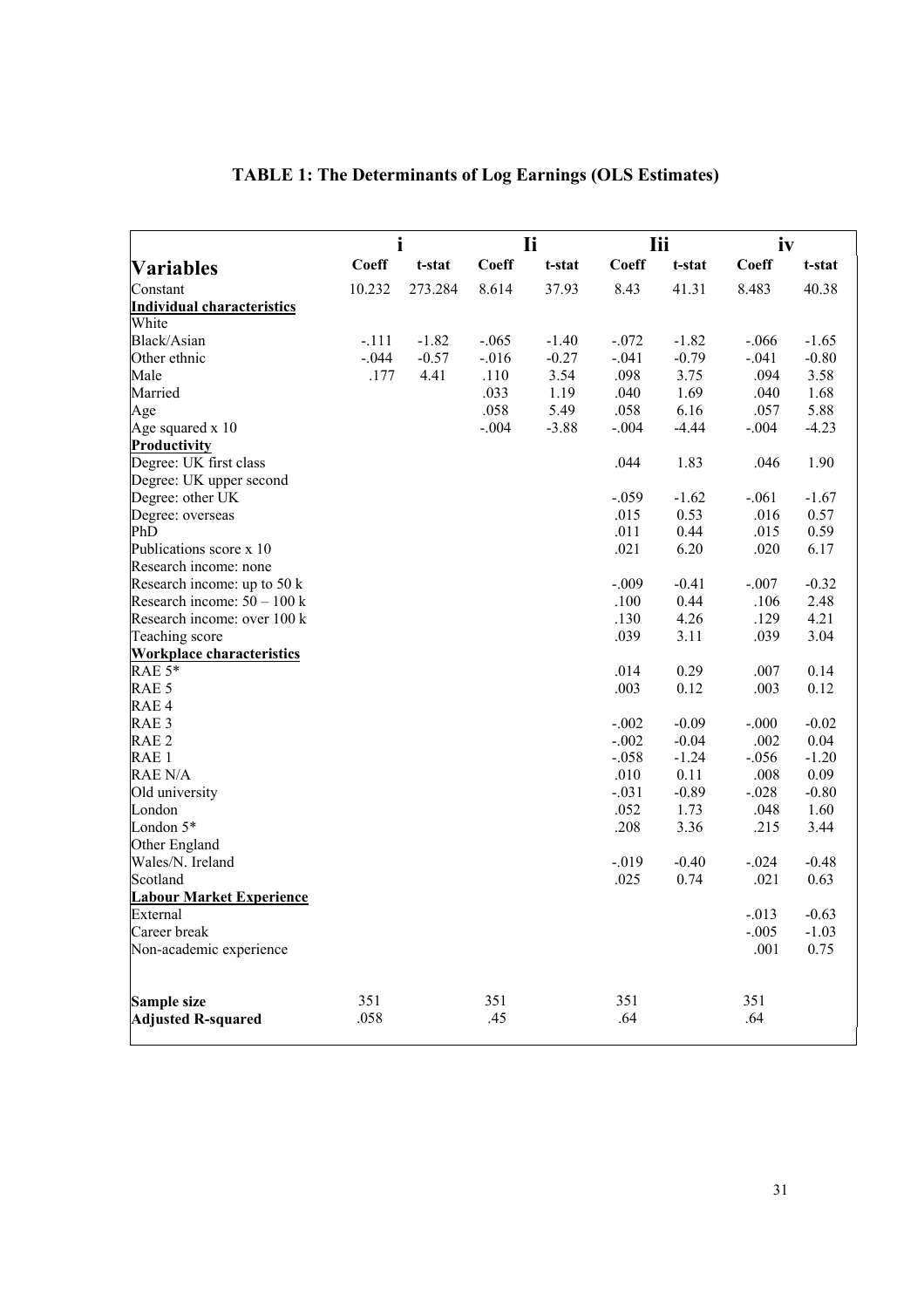# TABLE 1: The Determinants of Log Earnings (OLS Estimates)

| Variables | i | | Ii | | Iii | | iv | |
|---|---|---|---|---|---|---|---|---|
| | Coeff | t-stat | Coeff | t-stat | Coeff | t-stat | Coeff | t-stat |
| Constant | 10.232 | 273.284 | 8.614 | 37.93 | 8.43 | 41.31 | 8.483 | 40.38 |
| **Individual characteristics** | | | | | | | | |
| White | | | | | | | | |
| Black/Asian | -.111 | -1.82 | -.065 | -1.40 | -.072 | -1.82 | -.066 | -1.65 |
| Other ethnic | -.044 | -0.57 | -.016 | -0.27 | -.041 | -0.79 | -.041 | -0.80 |
| Male | .177 | 4.41 | .110 | 3.54 | .098 | 3.75 | .094 | 3.58 |
| Married | | | .033 | 1.19 | .040 | 1.69 | .040 | 1.68 |
| Age | | | .058 | 5.49 | .058 | 6.16 | .057 | 5.88 |
| Age squared x 10 | | | -.004 | -3.88 | -.004 | -4.44 | -.004 | -4.23 |
| **Productivity** | | | | | | | | |
| Degree: UK first class | | | | | .044 | 1.83 | .046 | 1.90 |
| Degree: UK upper second | | | | | | | | |
| Degree: other UK | | | | | -.059 | -1.62 | -.061 | -1.67 |
| Degree: overseas | | | | | .015 | 0.53 | .016 | 0.57 |
| PhD | | | | | .011 | 0.44 | .015 | 0.59 |
| Publications score x 10 | | | | | .021 | 6.20 | .020 | 6.17 |
| Research income: none | | | | | | | | |
| Research income: up to 50 k | | | | | -.009 | -0.41 | -.007 | -0.32 |
| Research income: 50 – 100 k | | | | | .100 | 0.44 | .106 | 2.48 |
| Research income: over 100 k | | | | | .130 | 4.26 | .129 | 4.21 |
| Teaching score | | | | | .039 | 3.11 | .039 | 3.04 |
| **Workplace characteristics** | | | | | | | | |
| RAE 5* | | | | | .014 | 0.29 | .007 | 0.14 |
| RAE 5 | | | | | .003 | 0.12 | .003 | 0.12 |
| RAE 4 | | | | | | | | |
| RAE 3 | | | | | -.002 | -0.09 | -.000 | -0.02 |
| RAE 2 | | | | | -.002 | -0.04 | .002 | 0.04 |
| RAE 1 | | | | | -.058 | -1.24 | -.056 | -1.20 |
| RAE N/A | | | | | .010 | 0.11 | .008 | 0.09 |
| Old university | | | | | -.031 | -0.89 | -.028 | -0.80 |
| London | | | | | .052 | 1.73 | .048 | 1.60 |
| London 5* | | | | | .208 | 3.36 | .215 | 3.44 |
| Other England | | | | | | | | |
| Wales/N. Ireland | | | | | -.019 | -0.40 | -.024 | -0.48 |
| Scotland | | | | | .025 | 0.74 | .021 | 0.63 |
| **Labour Market Experience** | | | | | | | | |
| External | | | | | | | -.013 | -0.63 |
| Career break | | | | | | | -.005 | -1.03 |
| Non-academic experience | | | | | | | .001 | 0.75 |
| **Sample size** | 351 | | 351 | | 351 | | 351 | |
| **Adjusted R-squared** | .058 | | .45 | | .64 | | .64 | |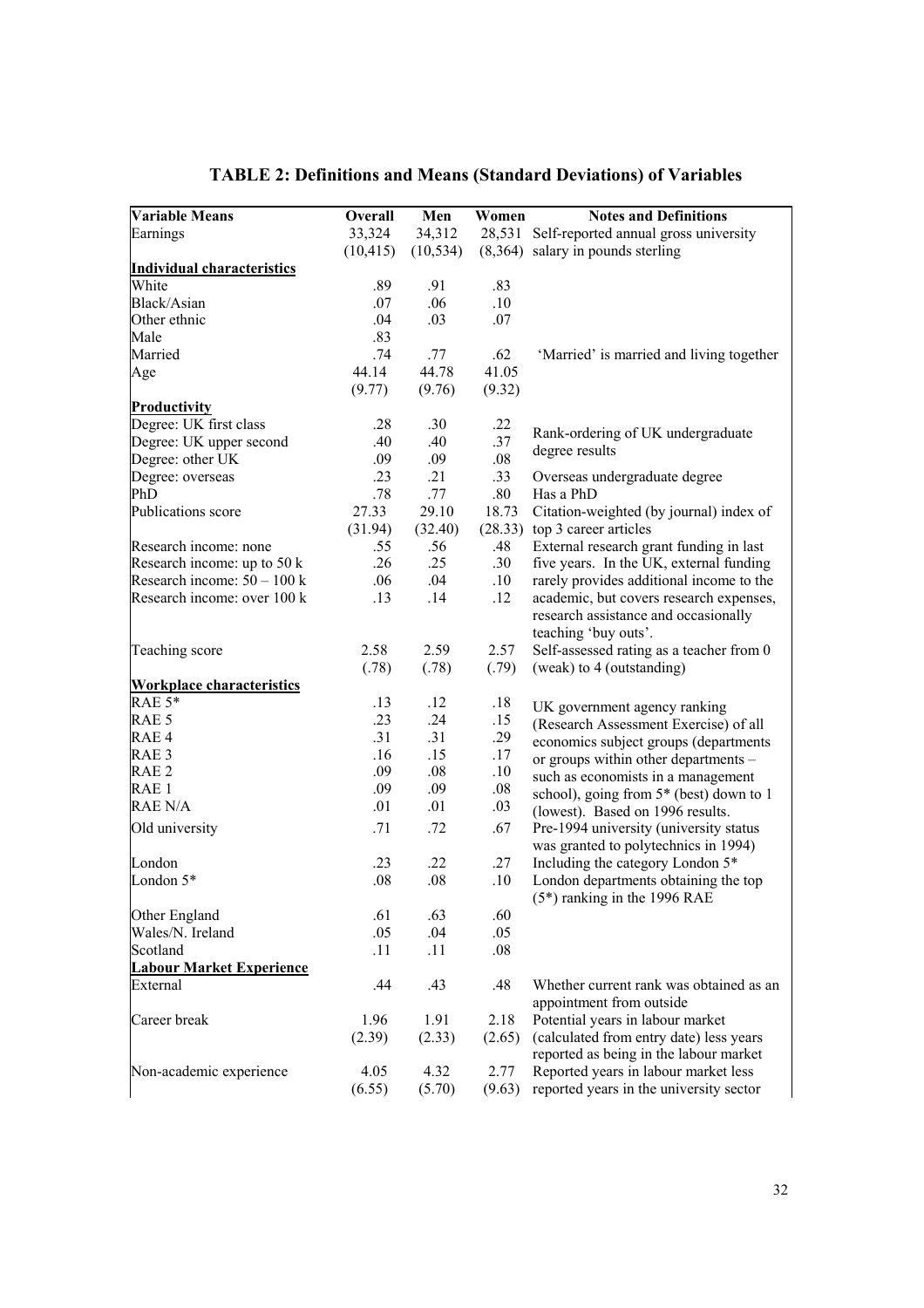# TABLE 2: Definitions and Means (Standard Deviations) of Variables

| Variable Means | Overall | Men | Women | Notes and Definitions |
|---|---|---|---|---|
| Earnings | 33,324 | 34,312 | 28,531 | Self-reported annual gross university |
| | (10,415) | (10,534) | (8,364) | salary in pounds sterling |
| **Individual characteristics** | | | | |
| White | .89 | .91 | .83 | |
| Black/Asian | .07 | .06 | .10 | |
| Other ethnic | .04 | .03 | .07 | |
| Male | .83 | | | |
| Married | .74 | .77 | .62 | 'Married' is married and living together |
| Age | 44.14 | 44.78 | 41.05 | |
| | (9.77) | (9.76) | (9.32) | |
| **Productivity** | | | | |
| Degree: UK first class | .28 | .30 | .22 | Rank-ordering of UK undergraduate degree results |
| Degree: UK upper second | .40 | .40 | .37 | |
| Degree: other UK | .09 | .09 | .08 | |
| Degree: overseas | .23 | .21 | .33 | Overseas undergraduate degree |
| PhD | .78 | .77 | .80 | Has a PhD |
| Publications score | 27.33 | 29.10 | 18.73 | Citation-weighted (by journal) index of |
| | (31.94) | (32.40) | (28.33) | top 3 career articles |
| Research income: none | .55 | .56 | .48 | External research grant funding in last |
| Research income: up to 50 k | .26 | .25 | .30 | five years. In the UK, external funding |
| Research income: 50 – 100 k | .06 | .04 | .10 | rarely provides additional income to the |
| Research income: over 100 k | .13 | .14 | .12 | academic, but covers research expenses, research assistance and occasionally teaching 'buy outs'. |
| Teaching score | 2.58 | 2.59 | 2.57 | Self-assessed rating as a teacher from 0 |
| | (.78) | (.78) | (.79) | (weak) to 4 (outstanding) |
| **Workplace characteristics** | | | | |
| RAE 5* | .13 | .12 | .18 | UK government agency ranking |
| RAE 5 | .23 | .24 | .15 | (Research Assessment Exercise) of all |
| RAE 4 | .31 | .31 | .29 | economics subject groups (departments |
| RAE 3 | .16 | .15 | .17 | or groups within other departments – |
| RAE 2 | .09 | .08 | .10 | such as economists in a management |
| RAE 1 | .09 | .09 | .08 | school), going from 5* (best) down to 1 |
| RAE N/A | .01 | .01 | .03 | (lowest). Based on 1996 results. |
| Old university | .71 | .72 | .67 | Pre-1994 university (university status was granted to polytechnics in 1994) |
| London | .23 | .22 | .27 | Including the category London 5* |
| London 5* | .08 | .08 | .10 | London departments obtaining the top (5*) ranking in the 1996 RAE |
| Other England | .61 | .63 | .60 | |
| Wales/N. Ireland | .05 | .04 | .05 | |
| Scotland | .11 | .11 | .08 | |
| **Labour Market Experience** | | | | |
| External | .44 | .43 | .48 | Whether current rank was obtained as an appointment from outside |
| Career break | 1.96 | 1.91 | 2.18 | Potential years in labour market |
| | (2.39) | (2.33) | (2.65) | (calculated from entry date) less years reported as being in the labour market |
| Non-academic experience | 4.05 | 4.32 | 2.77 | Reported years in labour market less |
| | (6.55) | (5.70) | (9.63) | reported years in the university sector |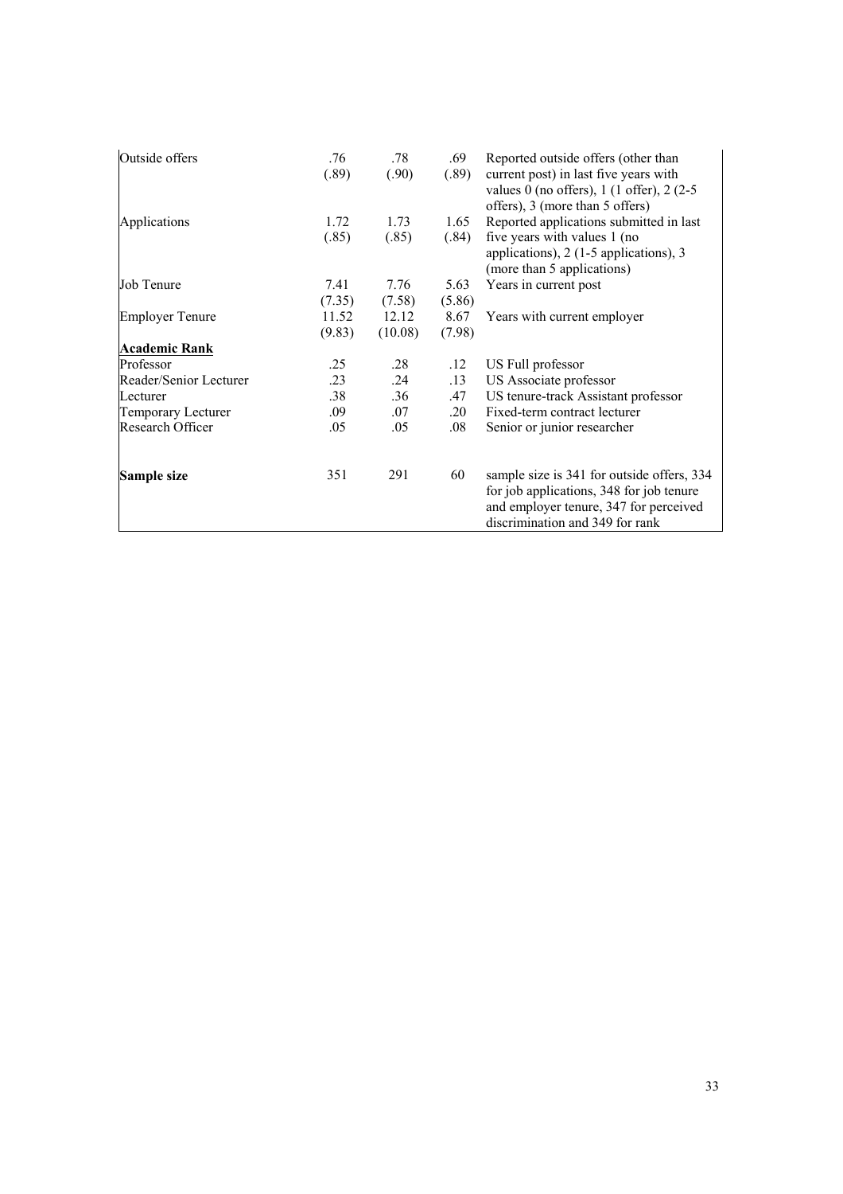| | | | | |
|---|---|---|---|---|
| Outside offers | .76 (.89) | .78 (.90) | .69 (.89) | Reported outside offers (other than current post) in last five years with values 0 (no offers), 1 (1 offer), 2 (2-5 offers), 3 (more than 5 offers) |
| Applications | 1.72 (.85) | 1.73 (.85) | 1.65 (.84) | Reported applications submitted in last five years with values 1 (no applications), 2 (1-5 applications), 3 (more than 5 applications) |
| Job Tenure | 7.41 (7.35) | 7.76 (7.58) | 5.63 (5.86) | Years in current post |
| Employer Tenure | 11.52 (9.83) | 12.12 (10.08) | 8.67 (7.98) | Years with current employer |
| **Academic Rank** | | | | |
| Professor | .25 | .28 | .12 | US Full professor |
| Reader/Senior Lecturer | .23 | .24 | .13 | US Associate professor |
| Lecturer | .38 | .36 | .47 | US tenure-track Assistant professor |
| Temporary Lecturer | .09 | .07 | .20 | Fixed-term contract lecturer |
| Research Officer | .05 | .05 | .08 | Senior or junior researcher |
| **Sample size** | 351 | 291 | 60 | sample size is 341 for outside offers, 334 for job applications, 348 for job tenure and employer tenure, 347 for perceived discrimination and 349 for rank |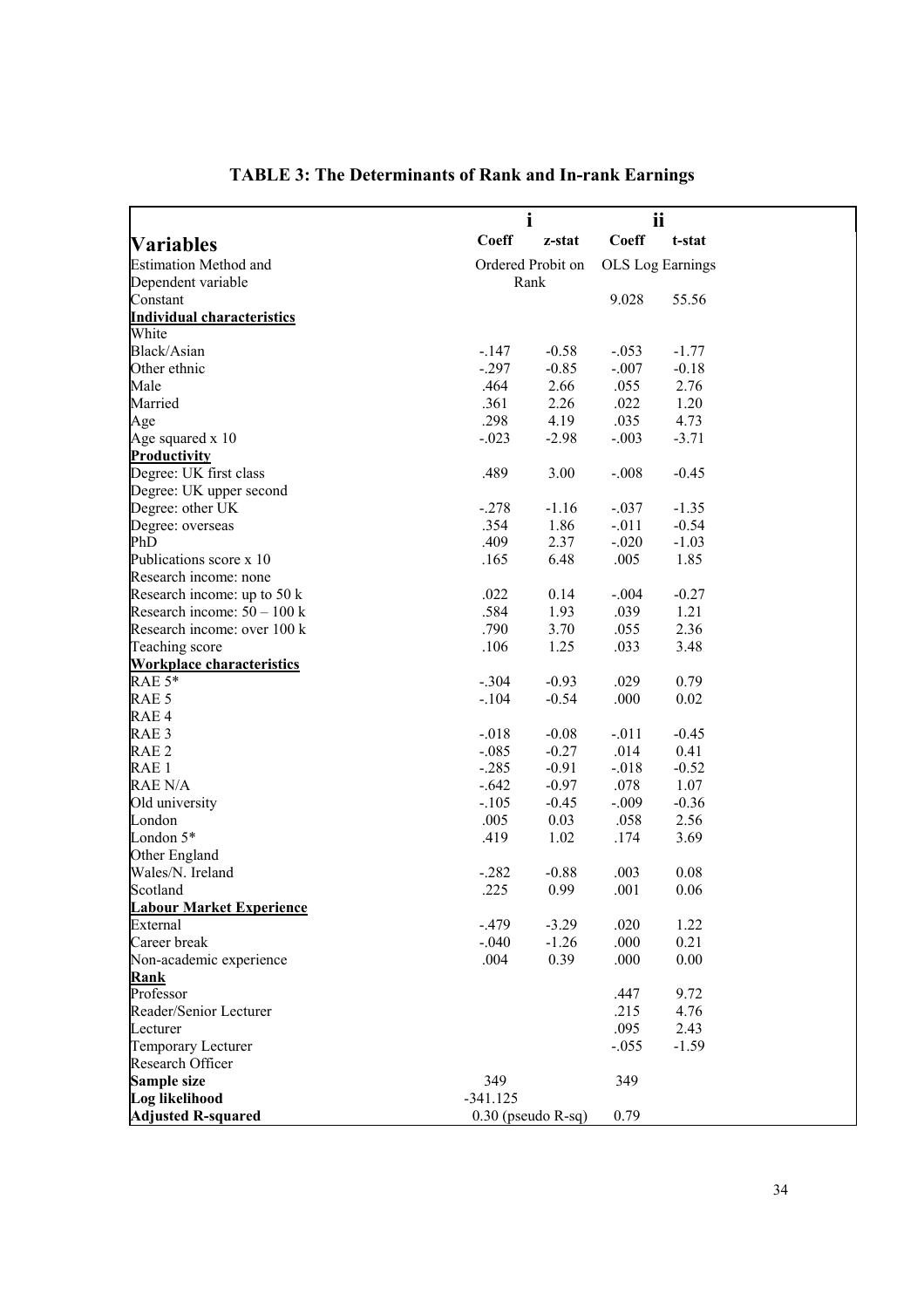**TABLE 3: The Determinants of Rank and In-rank Earnings**

| **Variables** | **i** | | **ii** | |
|---|---|---|---|---|
| | **Coeff** | **z-stat** | **Coeff** | **t-stat** |
| Estimation Method and | Ordered Probit on | | OLS Log Earnings | |
| Dependent variable | Rank | | | |
| Constant | | | 9.028 | 55.56 |
| **Individual characteristics** | | | | |
| White | | | | |
| Black/Asian | -.147 | -0.58 | -.053 | -1.77 |
| Other ethnic | -.297 | -0.85 | -.007 | -0.18 |
| Male | .464 | 2.66 | .055 | 2.76 |
| Married | .361 | 2.26 | .022 | 1.20 |
| Age | .298 | 4.19 | .035 | 4.73 |
| Age squared x 10 | -.023 | -2.98 | -.003 | -3.71 |
| **Productivity** | | | | |
| Degree: UK first class | .489 | 3.00 | -.008 | -0.45 |
| Degree: UK upper second | | | | |
| Degree: other UK | -.278 | -1.16 | -.037 | -1.35 |
| Degree: overseas | .354 | 1.86 | -.011 | -0.54 |
| PhD | .409 | 2.37 | -.020 | -1.03 |
| Publications score x 10 | .165 | 6.48 | .005 | 1.85 |
| Research income: none | | | | |
| Research income: up to 50 k | .022 | 0.14 | -.004 | -0.27 |
| Research income: 50 – 100 k | .584 | 1.93 | .039 | 1.21 |
| Research income: over 100 k | .790 | 3.70 | .055 | 2.36 |
| Teaching score | .106 | 1.25 | .033 | 3.48 |
| **Workplace characteristics** | | | | |
| RAE 5* | -.304 | -0.93 | .029 | 0.79 |
| RAE 5 | -.104 | -0.54 | .000 | 0.02 |
| RAE 4 | | | | |
| RAE 3 | -.018 | -0.08 | -.011 | -0.45 |
| RAE 2 | -.085 | -0.27 | .014 | 0.41 |
| RAE 1 | -.285 | -0.91 | -.018 | -0.52 |
| RAE N/A | -.642 | -0.97 | .078 | 1.07 |
| Old university | -.105 | -0.45 | -.009 | -0.36 |
| London | .005 | 0.03 | .058 | 2.56 |
| London 5* | .419 | 1.02 | .174 | 3.69 |
| Other England | | | | |
| Wales/N. Ireland | -.282 | -0.88 | .003 | 0.08 |
| Scotland | .225 | 0.99 | .001 | 0.06 |
| **Labour Market Experience** | | | | |
| External | -.479 | -3.29 | .020 | 1.22 |
| Career break | -.040 | -1.26 | .000 | 0.21 |
| Non-academic experience | .004 | 0.39 | .000 | 0.00 |
| **Rank** | | | | |
| Professor | | | .447 | 9.72 |
| Reader/Senior Lecturer | | | .215 | 4.76 |
| Lecturer | | | .095 | 2.43 |
| Temporary Lecturer | | | -.055 | -1.59 |
| Research Officer | | | | |
| **Sample size** | 349 | | 349 | |
| **Log likelihood** | -341.125 | | | |
| **Adjusted R-squared** | 0.30 (pseudo R-sq) | | 0.79 | |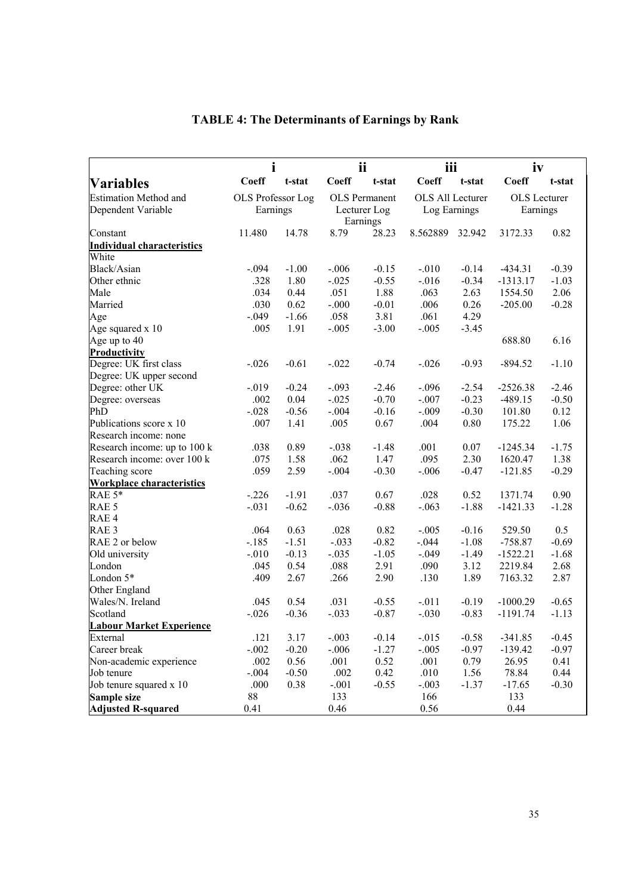# TABLE 4: The Determinants of Earnings by Rank

| | i | | ii | | iii | | iv | |
|---|---|---|---|---|---|---|---|---|
| **Variables** | **Coeff** | **t-stat** | **Coeff** | **t-stat** | **Coeff** | **t-stat** | **Coeff** | **t-stat** |
| Estimation Method and Dependent Variable | OLS Professor Log Earnings | | OLS Permanent Lecturer Log Earnings | | OLS All Lecturer Log Earnings | | OLS Lecturer Earnings | |
| Constant | 11.480 | 14.78 | 8.79 | 28.23 | 8.562889 | 32.942 | 3172.33 | 0.82 |
| **Individual characteristics** | | | | | | | | |
| White | | | | | | | | |
| Black/Asian | -.094 | -1.00 | -.006 | -0.15 | -.010 | -0.14 | -434.31 | -0.39 |
| Other ethnic | .328 | 1.80 | -.025 | -0.55 | -.016 | -0.34 | -1313.17 | -1.03 |
| Male | .034 | 0.44 | .051 | 1.88 | .063 | 2.63 | 1554.50 | 2.06 |
| Married | .030 | 0.62 | -.000 | -0.01 | .006 | 0.26 | -205.00 | -0.28 |
| Age | -.049 | -1.66 | .058 | 3.81 | .061 | 4.29 | | |
| Age squared x 10 | .005 | 1.91 | -.005 | -3.00 | -.005 | -3.45 | | |
| Age up to 40 | | | | | | | 688.80 | 6.16 |
| **Productivity** | | | | | | | | |
| Degree: UK first class | -.026 | -0.61 | -.022 | -0.74 | -.026 | -0.93 | -894.52 | -1.10 |
| Degree: UK upper second | | | | | | | | |
| Degree: other UK | -.019 | -0.24 | -.093 | -2.46 | -.096 | -2.54 | -2526.38 | -2.46 |
| Degree: overseas | .002 | 0.04 | -.025 | -0.70 | -.007 | -0.23 | -489.15 | -0.50 |
| PhD | -.028 | -0.56 | -.004 | -0.16 | -.009 | -0.30 | 101.80 | 0.12 |
| Publications score x 10 | .007 | 1.41 | .005 | 0.67 | .004 | 0.80 | 175.22 | 1.06 |
| Research income: none | | | | | | | | |
| Research income: up to 100 k | .038 | 0.89 | -.038 | -1.48 | .001 | 0.07 | -1245.34 | -1.75 |
| Research income: over 100 k | .075 | 1.58 | .062 | 1.47 | .095 | 2.30 | 1620.47 | 1.38 |
| Teaching score | .059 | 2.59 | -.004 | -0.30 | -.006 | -0.47 | -121.85 | -0.29 |
| **Workplace characteristics** | | | | | | | | |
| RAE 5* | -.226 | -1.91 | .037 | 0.67 | .028 | 0.52 | 1371.74 | 0.90 |
| RAE 5 | -.031 | -0.62 | -.036 | -0.88 | -.063 | -1.88 | -1421.33 | -1.28 |
| RAE 4 | | | | | | | | |
| RAE 3 | .064 | 0.63 | .028 | 0.82 | -.005 | -0.16 | 529.50 | 0.5 |
| RAE 2 or below | -.185 | -1.51 | -.033 | -0.82 | -.044 | -1.08 | -758.87 | -0.69 |
| Old university | -.010 | -0.13 | -.035 | -1.05 | -.049 | -1.49 | -1522.21 | -1.68 |
| London | .045 | 0.54 | .088 | 2.91 | .090 | 3.12 | 2219.84 | 2.68 |
| London 5* | .409 | 2.67 | .266 | 2.90 | .130 | 1.89 | 7163.32 | 2.87 |
| Other England | | | | | | | | |
| Wales/N. Ireland | .045 | 0.54 | .031 | -0.55 | -.011 | -0.19 | -1000.29 | -0.65 |
| Scotland | -.026 | -0.36 | -.033 | -0.87 | -.030 | -0.83 | -1191.74 | -1.13 |
| **Labour Market Experience** | | | | | | | | |
| External | .121 | 3.17 | -.003 | -0.14 | -.015 | -0.58 | -341.85 | -0.45 |
| Career break | -.002 | -0.20 | -.006 | -1.27 | -.005 | -0.97 | -139.42 | -0.97 |
| Non-academic experience | .002 | 0.56 | .001 | 0.52 | .001 | 0.79 | 26.95 | 0.41 |
| Job tenure | -.004 | -0.50 | .002 | 0.42 | .010 | 1.56 | 78.84 | 0.44 |
| Job tenure squared x 10 | .000 | 0.38 | -.001 | -0.55 | -.003 | -1.37 | -17.65 | -0.30 |
| **Sample size** | 88 | | 133 | | 166 | | 133 | |
| **Adjusted R-squared** | 0.41 | | 0.46 | | 0.56 | | 0.44 | |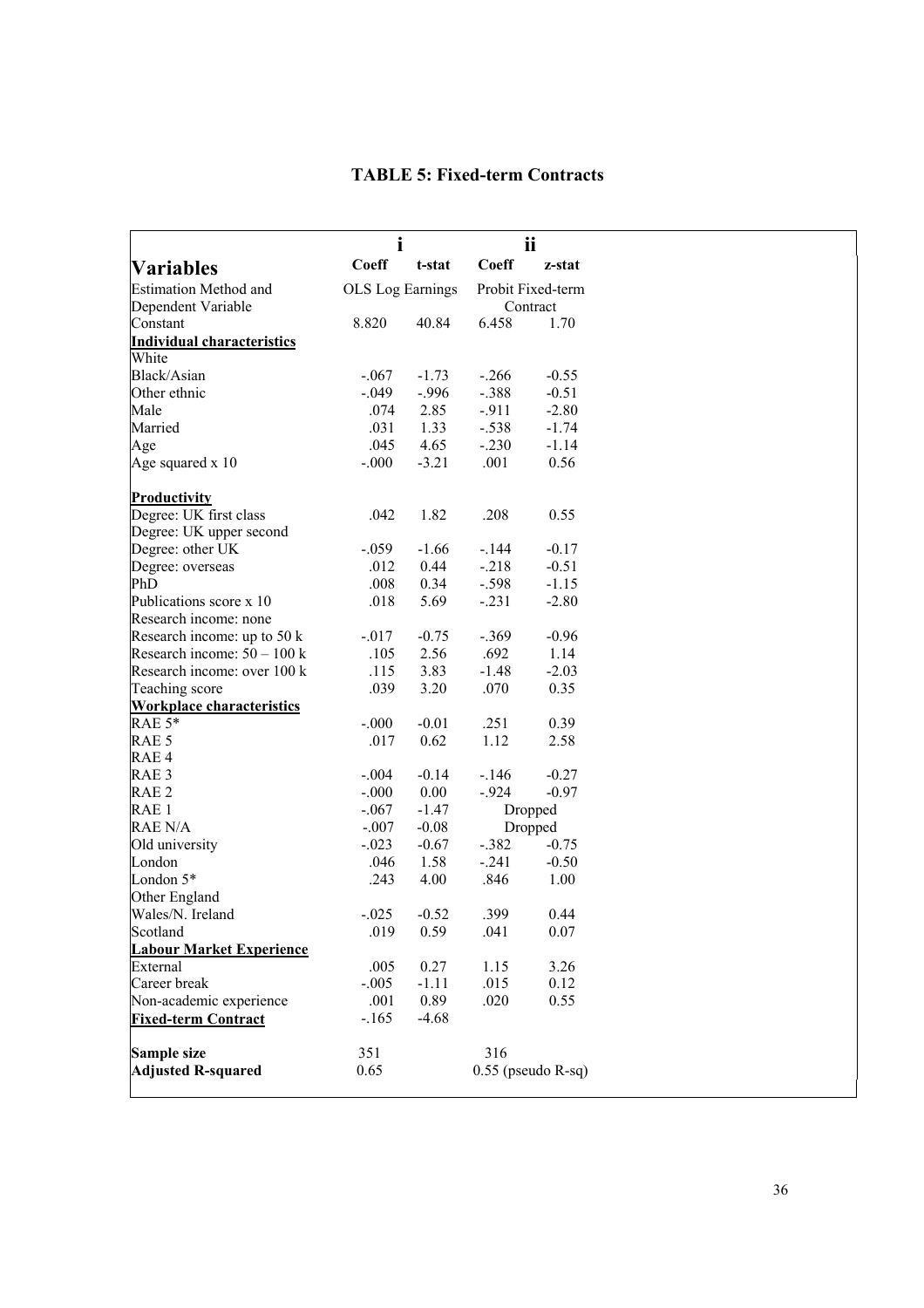# TABLE 5: Fixed-term Contracts

| Variables | i | | ii | |
|---|---|---|---|---|
| | **Coeff** | **t-stat** | **Coeff** | **z-stat** |
| Estimation Method and Dependent Variable | OLS Log Earnings | | Probit Fixed-term Contract | |
| Constant | 8.820 | 40.84 | 6.458 | 1.70 |
| **Individual characteristics** | | | | |
| White | | | | |
| Black/Asian | -.067 | -1.73 | -.266 | -0.55 |
| Other ethnic | -.049 | -.996 | -.388 | -0.51 |
| Male | .074 | 2.85 | -.911 | -2.80 |
| Married | .031 | 1.33 | -.538 | -1.74 |
| Age | .045 | 4.65 | -.230 | -1.14 |
| Age squared x 10 | -.000 | -3.21 | .001 | 0.56 |
| **Productivity** | | | | |
| Degree: UK first class | .042 | 1.82 | .208 | 0.55 |
| Degree: UK upper second | | | | |
| Degree: other UK | -.059 | -1.66 | -.144 | -0.17 |
| Degree: overseas | .012 | 0.44 | -.218 | -0.51 |
| PhD | .008 | 0.34 | -.598 | -1.15 |
| Publications score x 10 | .018 | 5.69 | -.231 | -2.80 |
| Research income: none | | | | |
| Research income: up to 50 k | -.017 | -0.75 | -.369 | -0.96 |
| Research income: 50 – 100 k | .105 | 2.56 | .692 | 1.14 |
| Research income: over 100 k | .115 | 3.83 | -1.48 | -2.03 |
| Teaching score | .039 | 3.20 | .070 | 0.35 |
| **Workplace characteristics** | | | | |
| RAE 5* | -.000 | -0.01 | .251 | 0.39 |
| RAE 5 | .017 | 0.62 | 1.12 | 2.58 |
| RAE 4 | | | | |
| RAE 3 | -.004 | -0.14 | -.146 | -0.27 |
| RAE 2 | -.000 | 0.00 | -.924 | -0.97 |
| RAE 1 | -.067 | -1.47 | Dropped | |
| RAE N/A | -.007 | -0.08 | Dropped | |
| Old university | -.023 | -0.67 | -.382 | -0.75 |
| London | .046 | 1.58 | -.241 | -0.50 |
| London 5* | .243 | 4.00 | .846 | 1.00 |
| Other England | | | | |
| Wales/N. Ireland | -.025 | -0.52 | .399 | 0.44 |
| Scotland | .019 | 0.59 | .041 | 0.07 |
| **Labour Market Experience** | | | | |
| External | .005 | 0.27 | 1.15 | 3.26 |
| Career break | -.005 | -1.11 | .015 | 0.12 |
| Non-academic experience | .001 | 0.89 | .020 | 0.55 |
| **Fixed-term Contract** | -.165 | -4.68 | | |
| **Sample size** | 351 | | 316 | |
| **Adjusted R-squared** | 0.65 | | 0.55 (pseudo R-sq) | |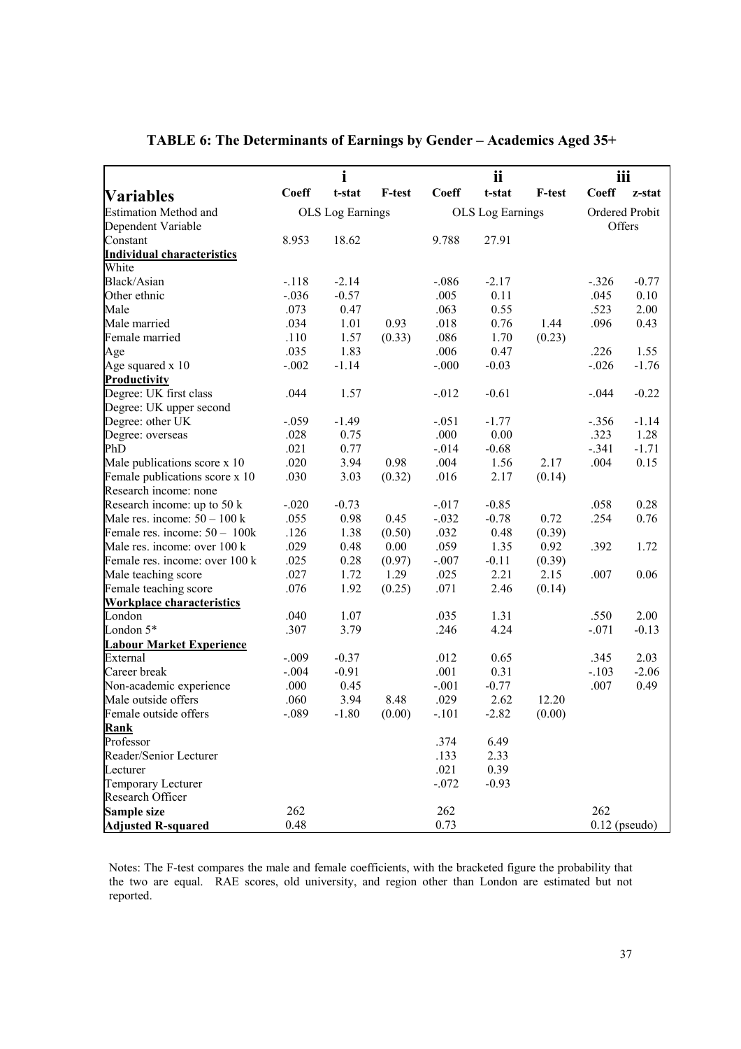# TABLE 6: The Determinants of Earnings by Gender – Academics Aged 35+

| | i | | | ii | | | iii | |
|---|---|---|---|---|---|---|---|---|
| **Variables** | **Coeff** | **t-stat** | **F-test** | **Coeff** | **t-stat** | **F-test** | **Coeff** | **z-stat** |
| Estimation Method and Dependent Variable | OLS Log Earnings | | | OLS Log Earnings | | | Ordered Probit Offers | |
| Constant | 8.953 | 18.62 | | 9.788 | 27.91 | | | |
| **Individual characteristics** | | | | | | | | |
| White | | | | | | | | |
| Black/Asian | -.118 | -2.14 | | -.086 | -2.17 | | -.326 | -0.77 |
| Other ethnic | -.036 | -0.57 | | .005 | 0.11 | | .045 | 0.10 |
| Male | .073 | 0.47 | | .063 | 0.55 | | .523 | 2.00 |
| Male married | .034 | 1.01 | 0.93 | .018 | 0.76 | 1.44 | .096 | 0.43 |
| Female married | .110 | 1.57 | (0.33) | .086 | 1.70 | (0.23) | | |
| Age | .035 | 1.83 | | .006 | 0.47 | | .226 | 1.55 |
| Age squared x 10 | -.002 | -1.14 | | -.000 | -0.03 | | -.026 | -1.76 |
| **Productivity** | | | | | | | | |
| Degree: UK first class | .044 | 1.57 | | -.012 | -0.61 | | -.044 | -0.22 |
| Degree: UK upper second | | | | | | | | |
| Degree: other UK | -.059 | -1.49 | | -.051 | -1.77 | | -.356 | -1.14 |
| Degree: overseas | .028 | 0.75 | | .000 | 0.00 | | .323 | 1.28 |
| PhD | .021 | 0.77 | | -.014 | -0.68 | | -.341 | -1.71 |
| Male publications score x 10 | .020 | 3.94 | 0.98 | .004 | 1.56 | 2.17 | .004 | 0.15 |
| Female publications score x 10 | .030 | 3.03 | (0.32) | .016 | 2.17 | (0.14) | | |
| Research income: none | | | | | | | | |
| Research income: up to 50 k | -.020 | -0.73 | | -.017 | -0.85 | | .058 | 0.28 |
| Male res. income: 50 – 100 k | .055 | 0.98 | 0.45 | -.032 | -0.78 | 0.72 | .254 | 0.76 |
| Female res. income: 50 – 100k | .126 | 1.38 | (0.50) | .032 | 0.48 | (0.39) | | |
| Male res. income: over 100 k | .029 | 0.48 | 0.00 | .059 | 1.35 | 0.92 | .392 | 1.72 |
| Female res. income: over 100 k | .025 | 0.28 | (0.97) | -.007 | -0.11 | (0.39) | | |
| Male teaching score | .027 | 1.72 | 1.29 | .025 | 2.21 | 2.15 | .007 | 0.06 |
| Female teaching score | .076 | 1.92 | (0.25) | .071 | 2.46 | (0.14) | | |
| **Workplace characteristics** | | | | | | | | |
| London | .040 | 1.07 | | .035 | 1.31 | | .550 | 2.00 |
| London 5* | .307 | 3.79 | | .246 | 4.24 | | -.071 | -0.13 |
| **Labour Market Experience** | | | | | | | | |
| External | -.009 | -0.37 | | .012 | 0.65 | | .345 | 2.03 |
| Career break | -.004 | -0.91 | | .001 | 0.31 | | -.103 | -2.06 |
| Non-academic experience | .000 | 0.45 | | -.001 | -0.77 | | .007 | 0.49 |
| Male outside offers | .060 | 3.94 | 8.48 | .029 | 2.62 | 12.20 | | |
| Female outside offers | -.089 | -1.80 | (0.00) | -.101 | -2.82 | (0.00) | | |
| **Rank** | | | | | | | | |
| Professor | | | | .374 | 6.49 | | | |
| Reader/Senior Lecturer | | | | .133 | 2.33 | | | |
| Lecturer | | | | .021 | 0.39 | | | |
| Temporary Lecturer | | | | -.072 | -0.93 | | | |
| Research Officer | | | | | | | | |
| **Sample size** | 262 | | | 262 | | | 262 | |
| **Adjusted R-squared** | 0.48 | | | 0.73 | | | 0.12 (pseudo) | |

Notes: The F-test compares the male and female coefficients, with the bracketed figure the probability that the two are equal. RAE scores, old university, and region other than London are estimated but not reported.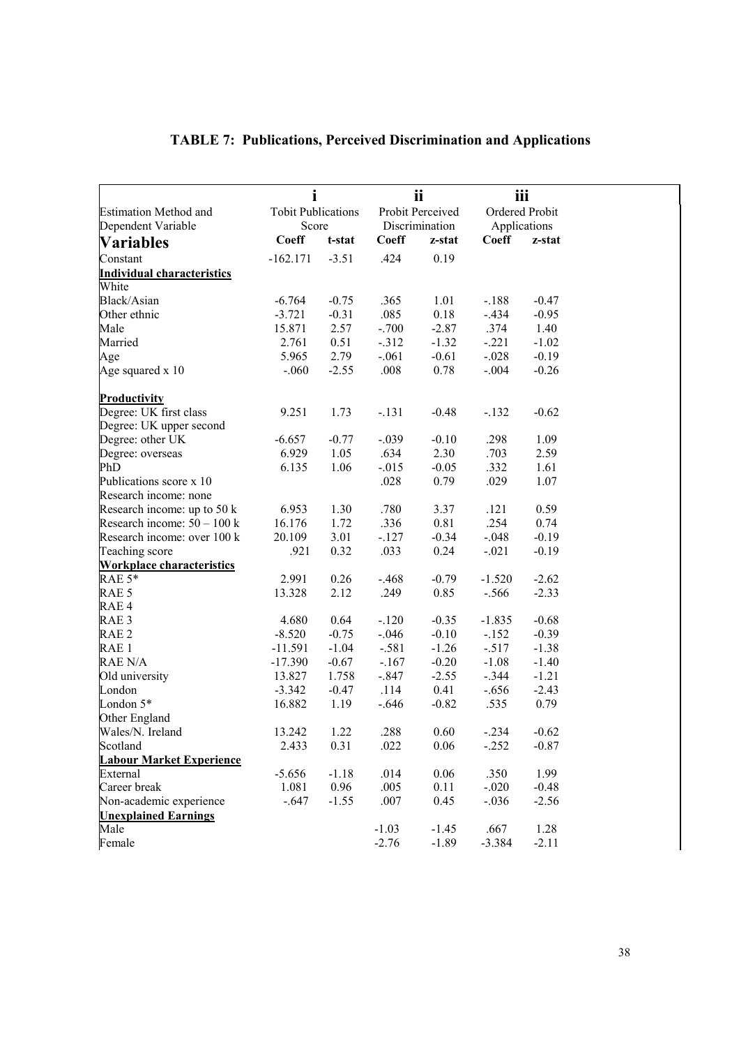# TABLE 7: Publications, Perceived Discrimination and Applications

| | i | | ii | | iii | |
|---|---|---|---|---|---|---|
| Estimation Method and Dependent Variable | Tobit Publications Score | | Probit Perceived Discrimination | | Ordered Probit Applications | |
| **Variables** | **Coeff** | **t-stat** | **Coeff** | **z-stat** | **Coeff** | **z-stat** |
| Constant | -162.171 | -3.51 | .424 | 0.19 | | |
| **Individual characteristics** | | | | | | |
| White | | | | | | |
| Black/Asian | -6.764 | -0.75 | .365 | 1.01 | -.188 | -0.47 |
| Other ethnic | -3.721 | -0.31 | .085 | 0.18 | -.434 | -0.95 |
| Male | 15.871 | 2.57 | -.700 | -2.87 | .374 | 1.40 |
| Married | 2.761 | 0.51 | -.312 | -1.32 | -.221 | -1.02 |
| Age | 5.965 | 2.79 | -.061 | -0.61 | -.028 | -0.19 |
| Age squared x 10 | -.060 | -2.55 | .008 | 0.78 | -.004 | -0.26 |
| **Productivity** | | | | | | |
| Degree: UK first class | 9.251 | 1.73 | -.131 | -0.48 | -.132 | -0.62 |
| Degree: UK upper second | | | | | | |
| Degree: other UK | -6.657 | -0.77 | -.039 | -0.10 | .298 | 1.09 |
| Degree: overseas | 6.929 | 1.05 | .634 | 2.30 | .703 | 2.59 |
| PhD | 6.135 | 1.06 | -.015 | -0.05 | .332 | 1.61 |
| Publications score x 10 | | | .028 | 0.79 | .029 | 1.07 |
| Research income: none | | | | | | |
| Research income: up to 50 k | 6.953 | 1.30 | .780 | 3.37 | .121 | 0.59 |
| Research income: 50 – 100 k | 16.176 | 1.72 | .336 | 0.81 | .254 | 0.74 |
| Research income: over 100 k | 20.109 | 3.01 | -.127 | -0.34 | -.048 | -0.19 |
| Teaching score | .921 | 0.32 | .033 | 0.24 | -.021 | -0.19 |
| **Workplace characteristics** | | | | | | |
| RAE 5* | 2.991 | 0.26 | -.468 | -0.79 | -1.520 | -2.62 |
| RAE 5 | 13.328 | 2.12 | .249 | 0.85 | -.566 | -2.33 |
| RAE 4 | | | | | | |
| RAE 3 | 4.680 | 0.64 | -.120 | -0.35 | -1.835 | -0.68 |
| RAE 2 | -8.520 | -0.75 | -.046 | -0.10 | -.152 | -0.39 |
| RAE 1 | -11.591 | -1.04 | -.581 | -1.26 | -.517 | -1.38 |
| RAE N/A | -17.390 | -0.67 | -.167 | -0.20 | -1.08 | -1.40 |
| Old university | 13.827 | 1.758 | -.847 | -2.55 | -.344 | -1.21 |
| London | -3.342 | -0.47 | .114 | 0.41 | -.656 | -2.43 |
| London 5* | 16.882 | 1.19 | -.646 | -0.82 | .535 | 0.79 |
| Other England | | | | | | |
| Wales/N. Ireland | 13.242 | 1.22 | .288 | 0.60 | -.234 | -0.62 |
| Scotland | 2.433 | 0.31 | .022 | 0.06 | -.252 | -0.87 |
| **Labour Market Experience** | | | | | | |
| External | -5.656 | -1.18 | .014 | 0.06 | .350 | 1.99 |
| Career break | 1.081 | 0.96 | .005 | 0.11 | -.020 | -0.48 |
| Non-academic experience | -.647 | -1.55 | .007 | 0.45 | -.036 | -2.56 |
| **Unexplained Earnings** | | | | | | |
| Male | | | -1.03 | -1.45 | .667 | 1.28 |
| Female | | | -2.76 | -1.89 | -3.384 | -2.11 |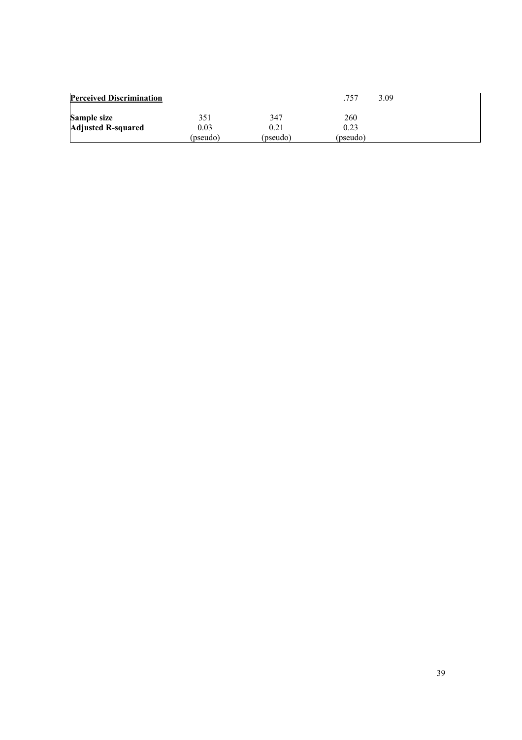| | | | | | |
|---|---|---|---|---|---|
| **Perceived Discrimination** | | | .757 | 3.09 | |
| **Sample size** | 351 | 347 | 260 | | |
| **Adjusted R-squared** | 0.03 (pseudo) | 0.21 (pseudo) | 0.23 (pseudo) | | |